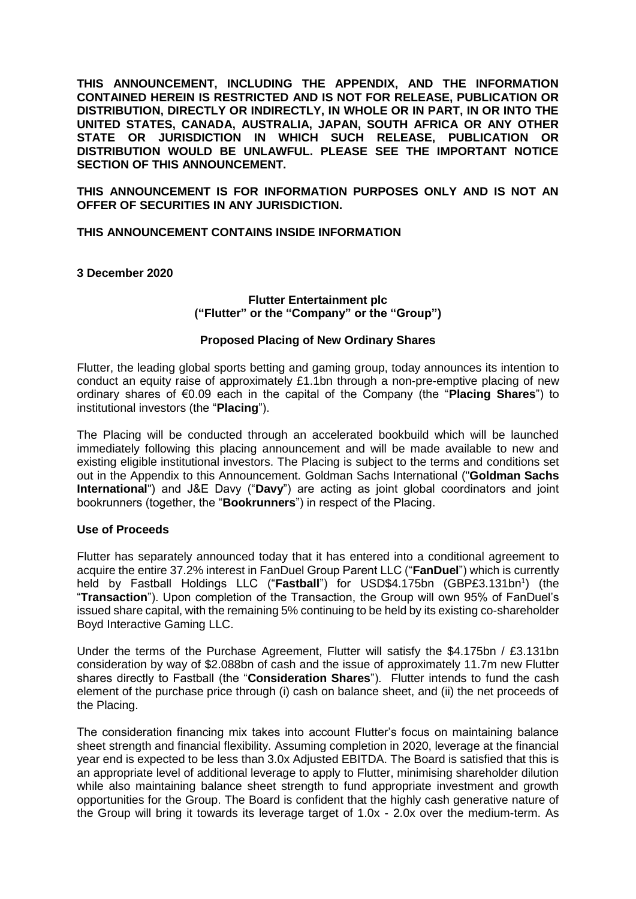**THIS ANNOUNCEMENT, INCLUDING THE APPENDIX, AND THE INFORMATION CONTAINED HEREIN IS RESTRICTED AND IS NOT FOR RELEASE, PUBLICATION OR DISTRIBUTION, DIRECTLY OR INDIRECTLY, IN WHOLE OR IN PART, IN OR INTO THE UNITED STATES, CANADA, AUSTRALIA, JAPAN, SOUTH AFRICA OR ANY OTHER STATE OR JURISDICTION IN WHICH SUCH RELEASE, PUBLICATION OR DISTRIBUTION WOULD BE UNLAWFUL. PLEASE SEE THE IMPORTANT NOTICE SECTION OF THIS ANNOUNCEMENT.**

**THIS ANNOUNCEMENT IS FOR INFORMATION PURPOSES ONLY AND IS NOT AN OFFER OF SECURITIES IN ANY JURISDICTION.**

**THIS ANNOUNCEMENT CONTAINS INSIDE INFORMATION**

**3 December 2020**

**Flutter Entertainment plc**
**("Flutter" or the "Company" or the "Group")**

**Proposed Placing of New Ordinary Shares**

Flutter, the leading global sports betting and gaming group, today announces its intention to conduct an equity raise of approximately £1.1bn through a non-pre-emptive placing of new ordinary shares of €0.09 each in the capital of the Company (the "**Placing Shares**") to institutional investors (the "**Placing**").

The Placing will be conducted through an accelerated bookbuild which will be launched immediately following this placing announcement and will be made available to new and existing eligible institutional investors. The Placing is subject to the terms and conditions set out in the Appendix to this Announcement. Goldman Sachs International ("**Goldman Sachs International**") and J&E Davy ("**Davy**") are acting as joint global coordinators and joint bookrunners (together, the "**Bookrunners**") in respect of the Placing.

**Use of Proceeds**

Flutter has separately announced today that it has entered into a conditional agreement to acquire the entire 37.2% interest in FanDuel Group Parent LLC ("**FanDuel**") which is currently held by Fastball Holdings LLC ("**Fastball**") for USD$4.175bn (GBP£3.131bn[1]) (the "**Transaction**"). Upon completion of the Transaction, the Group will own 95% of FanDuel's issued share capital, with the remaining 5% continuing to be held by its existing co-shareholder Boyd Interactive Gaming LLC.

Under the terms of the Purchase Agreement, Flutter will satisfy the $4.175bn / £3.131bn consideration by way of $2.088bn of cash and the issue of approximately 11.7m new Flutter shares directly to Fastball (the "**Consideration Shares**"). Flutter intends to fund the cash element of the purchase price through (i) cash on balance sheet, and (ii) the net proceeds of the Placing.

The consideration financing mix takes into account Flutter's focus on maintaining balance sheet strength and financial flexibility. Assuming completion in 2020, leverage at the financial year end is expected to be less than 3.0x Adjusted EBITDA. The Board is satisfied that this is an appropriate level of additional leverage to apply to Flutter, minimising shareholder dilution while also maintaining balance sheet strength to fund appropriate investment and growth opportunities for the Group. The Board is confident that the highly cash generative nature of the Group will bring it towards its leverage target of 1.0x - 2.0x over the medium-term. As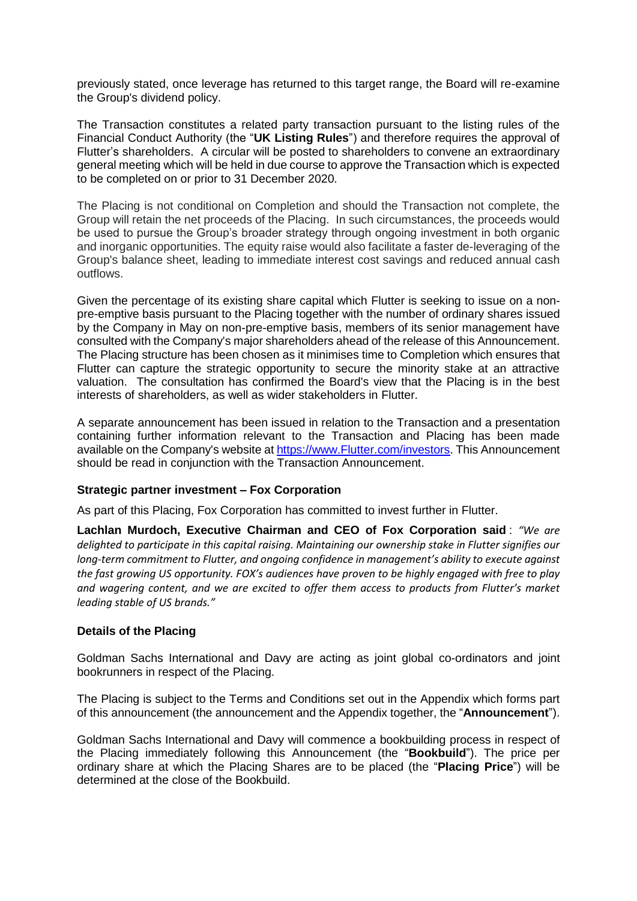previously stated, once leverage has returned to this target range, the Board will re-examine the Group's dividend policy.

The Transaction constitutes a related party transaction pursuant to the listing rules of the Financial Conduct Authority (the "**UK Listing Rules**") and therefore requires the approval of Flutter's shareholders. A circular will be posted to shareholders to convene an extraordinary general meeting which will be held in due course to approve the Transaction which is expected to be completed on or prior to 31 December 2020.

The Placing is not conditional on Completion and should the Transaction not complete, the Group will retain the net proceeds of the Placing. In such circumstances, the proceeds would be used to pursue the Group's broader strategy through ongoing investment in both organic and inorganic opportunities. The equity raise would also facilitate a faster de-leveraging of the Group's balance sheet, leading to immediate interest cost savings and reduced annual cash outflows.

Given the percentage of its existing share capital which Flutter is seeking to issue on a non-pre-emptive basis pursuant to the Placing together with the number of ordinary shares issued by the Company in May on non-pre-emptive basis, members of its senior management have consulted with the Company's major shareholders ahead of the release of this Announcement. The Placing structure has been chosen as it minimises time to Completion which ensures that Flutter can capture the strategic opportunity to secure the minority stake at an attractive valuation. The consultation has confirmed the Board's view that the Placing is in the best interests of shareholders, as well as wider stakeholders in Flutter.

A separate announcement has been issued in relation to the Transaction and a presentation containing further information relevant to the Transaction and Placing has been made available on the Company's website at [https://www.Flutter.com/investors](https://www.Flutter.com/investors). This Announcement should be read in conjunction with the Transaction Announcement.

**Strategic partner investment – Fox Corporation**

As part of this Placing, Fox Corporation has committed to invest further in Flutter.

**Lachlan Murdoch, Executive Chairman and CEO of Fox Corporation said** : *"We are delighted to participate in this capital raising. Maintaining our ownership stake in Flutter signifies our long-term commitment to Flutter, and ongoing confidence in management's ability to execute against the fast growing US opportunity. FOX's audiences have proven to be highly engaged with free to play and wagering content, and we are excited to offer them access to products from Flutter's market leading stable of US brands."*

**Details of the Placing**

Goldman Sachs International and Davy are acting as joint global co-ordinators and joint bookrunners in respect of the Placing.

The Placing is subject to the Terms and Conditions set out in the Appendix which forms part of this announcement (the announcement and the Appendix together, the "**Announcement**").

Goldman Sachs International and Davy will commence a bookbuilding process in respect of the Placing immediately following this Announcement (the "**Bookbuild**"). The price per ordinary share at which the Placing Shares are to be placed (the "**Placing Price**") will be determined at the close of the Bookbuild.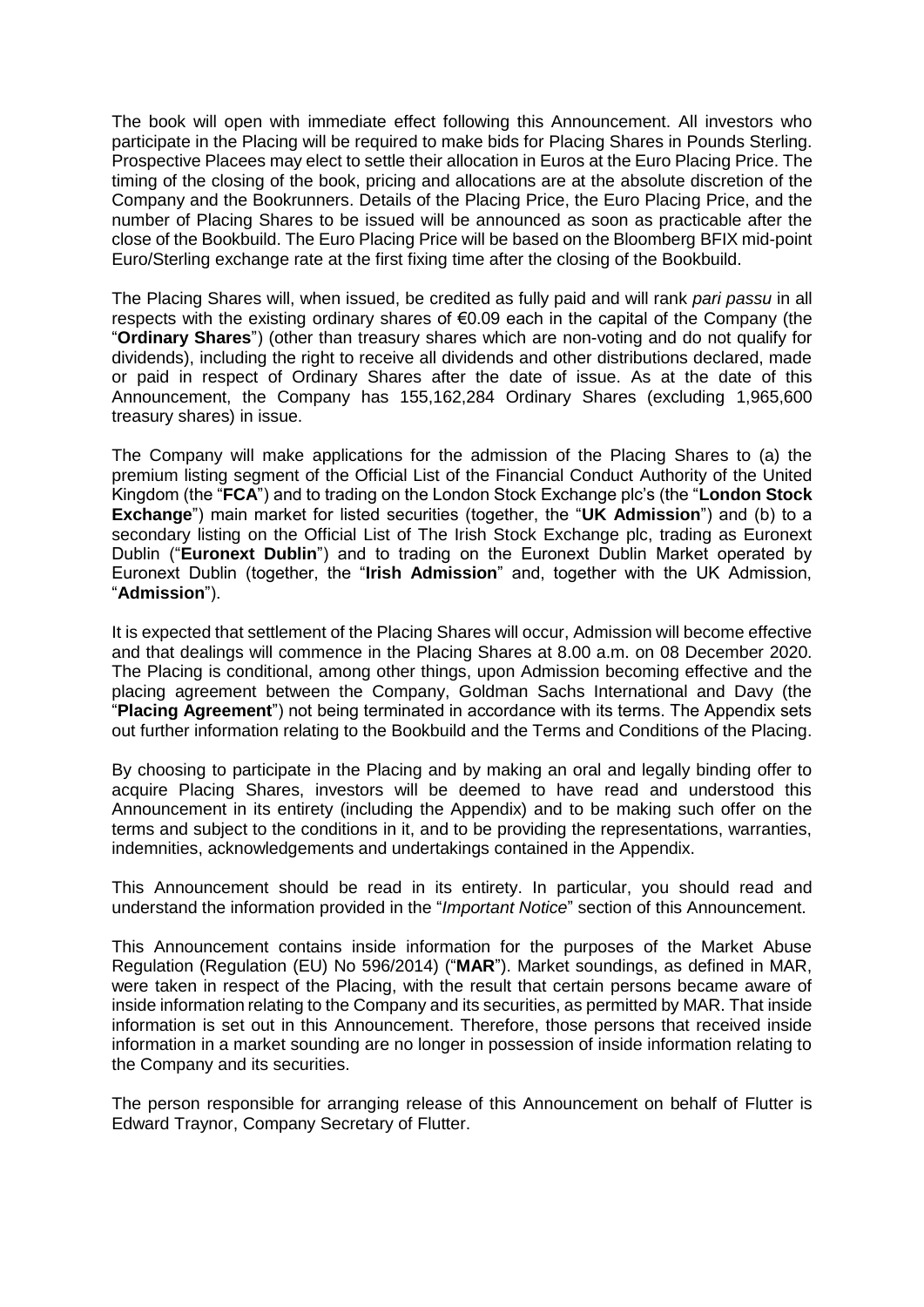The book will open with immediate effect following this Announcement. All investors who participate in the Placing will be required to make bids for Placing Shares in Pounds Sterling. Prospective Placees may elect to settle their allocation in Euros at the Euro Placing Price. The timing of the closing of the book, pricing and allocations are at the absolute discretion of the Company and the Bookrunners. Details of the Placing Price, the Euro Placing Price, and the number of Placing Shares to be issued will be announced as soon as practicable after the close of the Bookbuild. The Euro Placing Price will be based on the Bloomberg BFIX mid-point Euro/Sterling exchange rate at the first fixing time after the closing of the Bookbuild.

The Placing Shares will, when issued, be credited as fully paid and will rank *pari passu* in all respects with the existing ordinary shares of €0.09 each in the capital of the Company (the "**Ordinary Shares**") (other than treasury shares which are non-voting and do not qualify for dividends), including the right to receive all dividends and other distributions declared, made or paid in respect of Ordinary Shares after the date of issue. As at the date of this Announcement, the Company has 155,162,284 Ordinary Shares (excluding 1,965,600 treasury shares) in issue.

The Company will make applications for the admission of the Placing Shares to (a) the premium listing segment of the Official List of the Financial Conduct Authority of the United Kingdom (the "**FCA**") and to trading on the London Stock Exchange plc's (the "**London Stock Exchange**") main market for listed securities (together, the "**UK Admission**") and (b) to a secondary listing on the Official List of The Irish Stock Exchange plc, trading as Euronext Dublin ("**Euronext Dublin**") and to trading on the Euronext Dublin Market operated by Euronext Dublin (together, the "**Irish Admission**" and, together with the UK Admission, "**Admission**").

It is expected that settlement of the Placing Shares will occur, Admission will become effective and that dealings will commence in the Placing Shares at 8.00 a.m. on 08 December 2020. The Placing is conditional, among other things, upon Admission becoming effective and the placing agreement between the Company, Goldman Sachs International and Davy (the "**Placing Agreement**") not being terminated in accordance with its terms. The Appendix sets out further information relating to the Bookbuild and the Terms and Conditions of the Placing.

By choosing to participate in the Placing and by making an oral and legally binding offer to acquire Placing Shares, investors will be deemed to have read and understood this Announcement in its entirety (including the Appendix) and to be making such offer on the terms and subject to the conditions in it, and to be providing the representations, warranties, indemnities, acknowledgements and undertakings contained in the Appendix.

This Announcement should be read in its entirety. In particular, you should read and understand the information provided in the "*Important Notice*" section of this Announcement.

This Announcement contains inside information for the purposes of the Market Abuse Regulation (Regulation (EU) No 596/2014) ("**MAR**"). Market soundings, as defined in MAR, were taken in respect of the Placing, with the result that certain persons became aware of inside information relating to the Company and its securities, as permitted by MAR. That inside information is set out in this Announcement. Therefore, those persons that received inside information in a market sounding are no longer in possession of inside information relating to the Company and its securities.

The person responsible for arranging release of this Announcement on behalf of Flutter is Edward Traynor, Company Secretary of Flutter.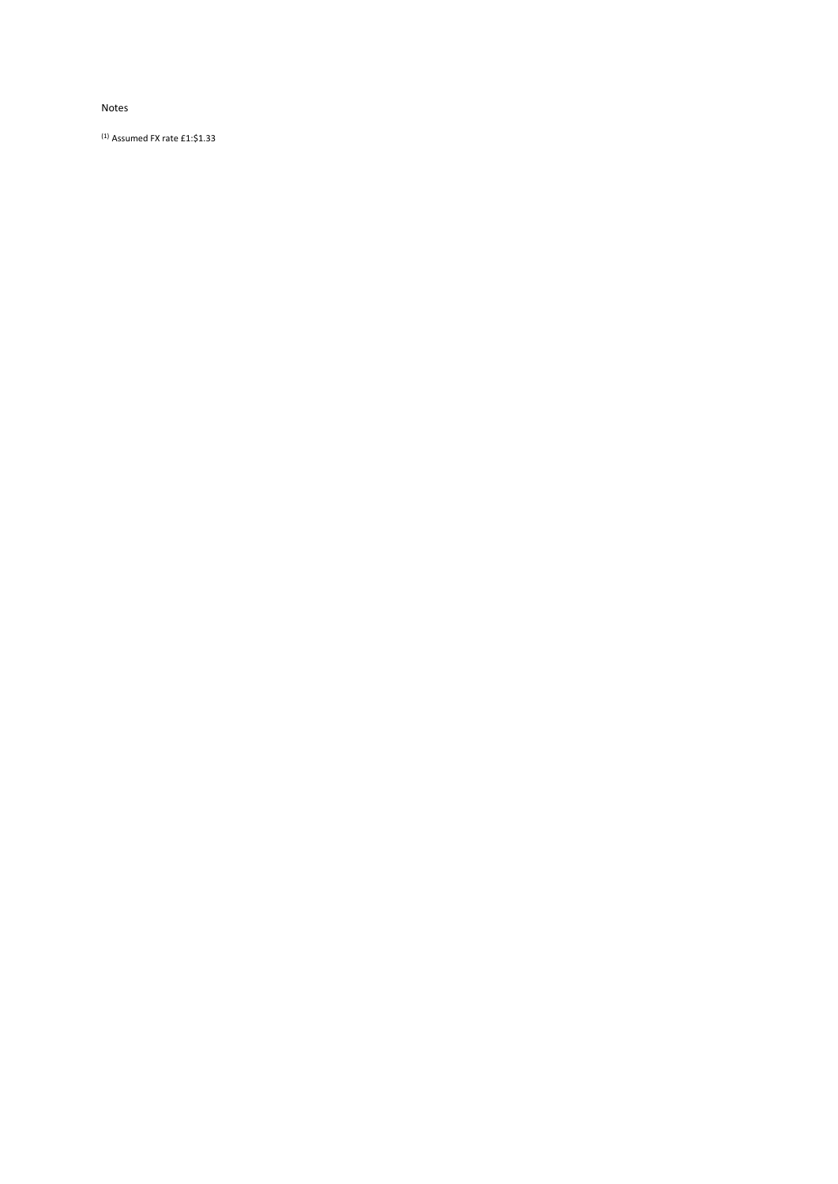Notes

(1) Assumed FX rate £1:$1.33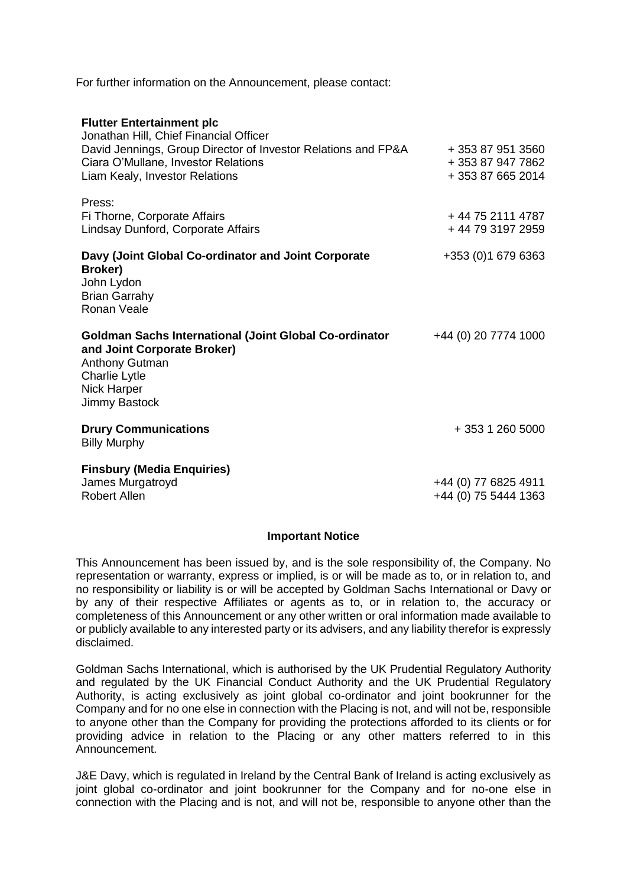For further information on the Announcement, please contact:

| | |
|---|---|
| **Flutter Entertainment plc** | |
| Jonathan Hill, Chief Financial Officer | |
| David Jennings, Group Director of Investor Relations and FP&A | + 353 87 951 3560 |
| Ciara O'Mullane, Investor Relations | + 353 87 947 7862 |
| Liam Kealy, Investor Relations | + 353 87 665 2014 |
| | |
| Press: | |
| Fi Thorne, Corporate Affairs | + 44 75 2111 4787 |
| Lindsay Dunford, Corporate Affairs | + 44 79 3197 2959 |
| | |
| **Davy (Joint Global Co-ordinator and Joint Corporate Broker)** | +353 (0)1 679 6363 |
| John Lydon | |
| Brian Garrahy | |
| Ronan Veale | |
| | |
| **Goldman Sachs International (Joint Global Co-ordinator and Joint Corporate Broker)** | +44 (0) 20 7774 1000 |
| Anthony Gutman | |
| Charlie Lytle | |
| Nick Harper | |
| Jimmy Bastock | |
| | |
| **Drury Communications** | + 353 1 260 5000 |
| Billy Murphy | |
| | |
| **Finsbury (Media Enquiries)** | |
| James Murgatroyd | +44 (0) 77 6825 4911 |
| Robert Allen | +44 (0) 75 5444 1363 |

**Important Notice**

This Announcement has been issued by, and is the sole responsibility of, the Company. No representation or warranty, express or implied, is or will be made as to, or in relation to, and no responsibility or liability is or will be accepted by Goldman Sachs International or Davy or by any of their respective Affiliates or agents as to, or in relation to, the accuracy or completeness of this Announcement or any other written or oral information made available to or publicly available to any interested party or its advisers, and any liability therefor is expressly disclaimed.

Goldman Sachs International, which is authorised by the UK Prudential Regulatory Authority and regulated by the UK Financial Conduct Authority and the UK Prudential Regulatory Authority, is acting exclusively as joint global co-ordinator and joint bookrunner for the Company and for no one else in connection with the Placing is not, and will not be, responsible to anyone other than the Company for providing the protections afforded to its clients or for providing advice in relation to the Placing or any other matters referred to in this Announcement.

J&E Davy, which is regulated in Ireland by the Central Bank of Ireland is acting exclusively as joint global co-ordinator and joint bookrunner for the Company and for no-one else in connection with the Placing and is not, and will not be, responsible to anyone other than the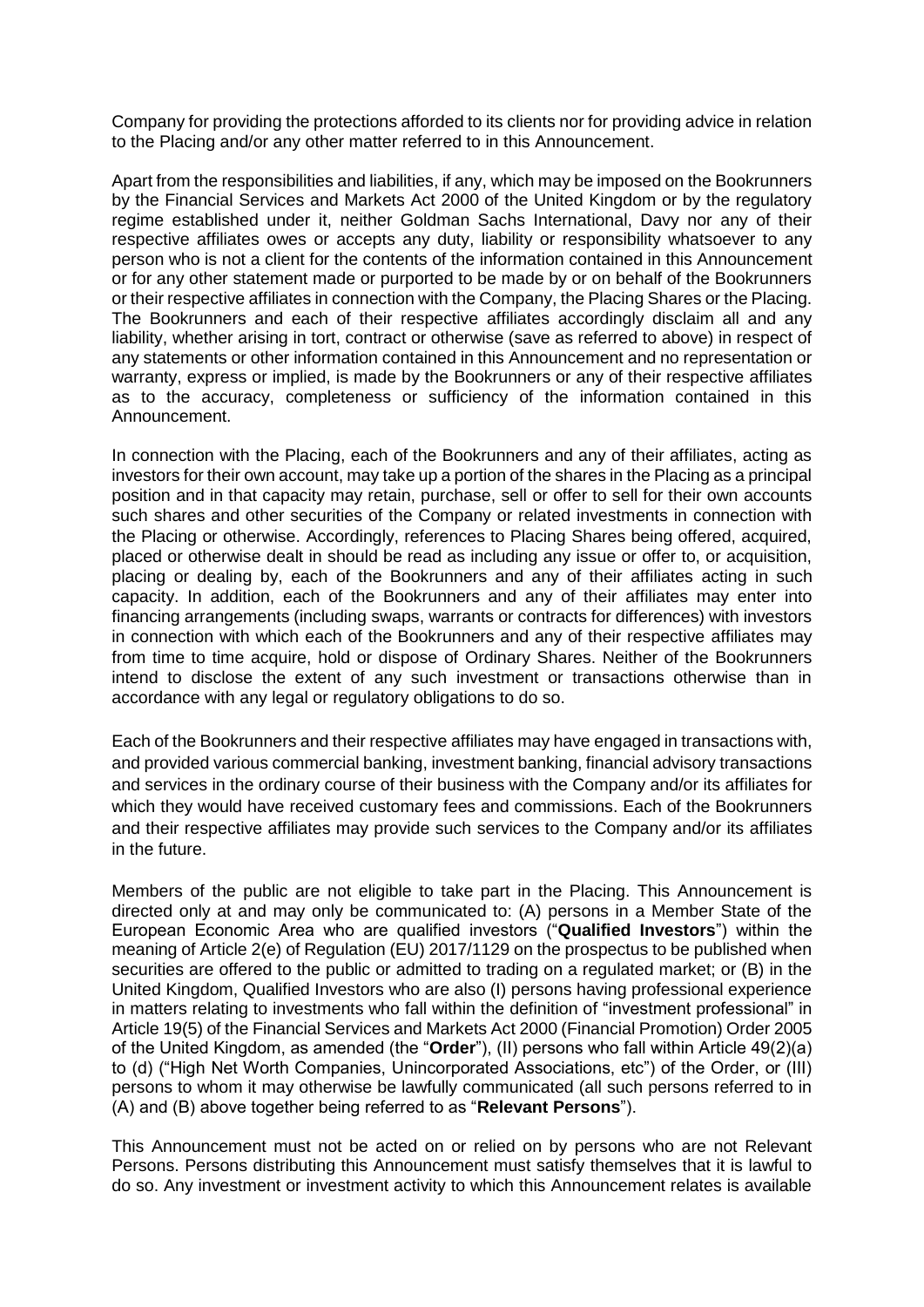Company for providing the protections afforded to its clients nor for providing advice in relation to the Placing and/or any other matter referred to in this Announcement.

Apart from the responsibilities and liabilities, if any, which may be imposed on the Bookrunners by the Financial Services and Markets Act 2000 of the United Kingdom or by the regulatory regime established under it, neither Goldman Sachs International, Davy nor any of their respective affiliates owes or accepts any duty, liability or responsibility whatsoever to any person who is not a client for the contents of the information contained in this Announcement or for any other statement made or purported to be made by or on behalf of the Bookrunners or their respective affiliates in connection with the Company, the Placing Shares or the Placing. The Bookrunners and each of their respective affiliates accordingly disclaim all and any liability, whether arising in tort, contract or otherwise (save as referred to above) in respect of any statements or other information contained in this Announcement and no representation or warranty, express or implied, is made by the Bookrunners or any of their respective affiliates as to the accuracy, completeness or sufficiency of the information contained in this Announcement.

In connection with the Placing, each of the Bookrunners and any of their affiliates, acting as investors for their own account, may take up a portion of the shares in the Placing as a principal position and in that capacity may retain, purchase, sell or offer to sell for their own accounts such shares and other securities of the Company or related investments in connection with the Placing or otherwise. Accordingly, references to Placing Shares being offered, acquired, placed or otherwise dealt in should be read as including any issue or offer to, or acquisition, placing or dealing by, each of the Bookrunners and any of their affiliates acting in such capacity. In addition, each of the Bookrunners and any of their affiliates may enter into financing arrangements (including swaps, warrants or contracts for differences) with investors in connection with which each of the Bookrunners and any of their respective affiliates may from time to time acquire, hold or dispose of Ordinary Shares. Neither of the Bookrunners intend to disclose the extent of any such investment or transactions otherwise than in accordance with any legal or regulatory obligations to do so.

Each of the Bookrunners and their respective affiliates may have engaged in transactions with, and provided various commercial banking, investment banking, financial advisory transactions and services in the ordinary course of their business with the Company and/or its affiliates for which they would have received customary fees and commissions. Each of the Bookrunners and their respective affiliates may provide such services to the Company and/or its affiliates in the future.

Members of the public are not eligible to take part in the Placing. This Announcement is directed only at and may only be communicated to: (A) persons in a Member State of the European Economic Area who are qualified investors ("**Qualified Investors**") within the meaning of Article 2(e) of Regulation (EU) 2017/1129 on the prospectus to be published when securities are offered to the public or admitted to trading on a regulated market; or (B) in the United Kingdom, Qualified Investors who are also (I) persons having professional experience in matters relating to investments who fall within the definition of "investment professional" in Article 19(5) of the Financial Services and Markets Act 2000 (Financial Promotion) Order 2005 of the United Kingdom, as amended (the "**Order**"), (II) persons who fall within Article 49(2)(a) to (d) ("High Net Worth Companies, Unincorporated Associations, etc") of the Order, or (III) persons to whom it may otherwise be lawfully communicated (all such persons referred to in (A) and (B) above together being referred to as "**Relevant Persons**").

This Announcement must not be acted on or relied on by persons who are not Relevant Persons. Persons distributing this Announcement must satisfy themselves that it is lawful to do so. Any investment or investment activity to which this Announcement relates is available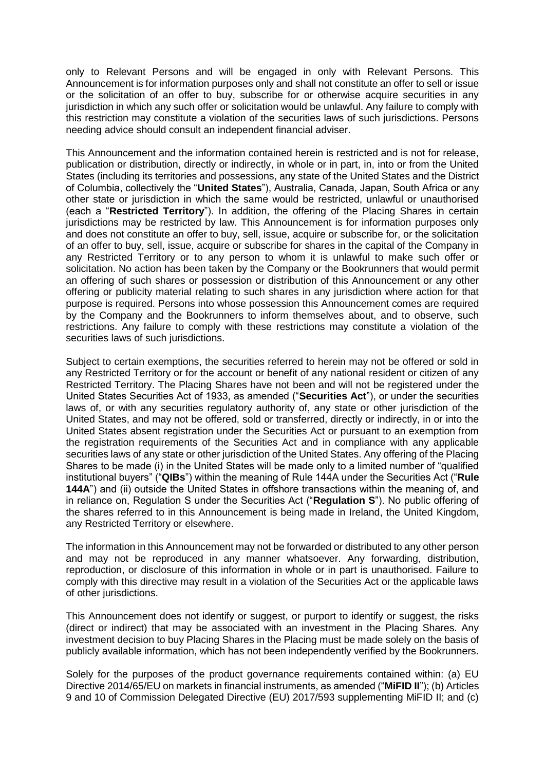only to Relevant Persons and will be engaged in only with Relevant Persons. This Announcement is for information purposes only and shall not constitute an offer to sell or issue or the solicitation of an offer to buy, subscribe for or otherwise acquire securities in any jurisdiction in which any such offer or solicitation would be unlawful. Any failure to comply with this restriction may constitute a violation of the securities laws of such jurisdictions. Persons needing advice should consult an independent financial adviser.

This Announcement and the information contained herein is restricted and is not for release, publication or distribution, directly or indirectly, in whole or in part, in, into or from the United States (including its territories and possessions, any state of the United States and the District of Columbia, collectively the "**United States**"), Australia, Canada, Japan, South Africa or any other state or jurisdiction in which the same would be restricted, unlawful or unauthorised (each a "**Restricted Territory**"). In addition, the offering of the Placing Shares in certain jurisdictions may be restricted by law. This Announcement is for information purposes only and does not constitute an offer to buy, sell, issue, acquire or subscribe for, or the solicitation of an offer to buy, sell, issue, acquire or subscribe for shares in the capital of the Company in any Restricted Territory or to any person to whom it is unlawful to make such offer or solicitation. No action has been taken by the Company or the Bookrunners that would permit an offering of such shares or possession or distribution of this Announcement or any other offering or publicity material relating to such shares in any jurisdiction where action for that purpose is required. Persons into whose possession this Announcement comes are required by the Company and the Bookrunners to inform themselves about, and to observe, such restrictions. Any failure to comply with these restrictions may constitute a violation of the securities laws of such jurisdictions.

Subject to certain exemptions, the securities referred to herein may not be offered or sold in any Restricted Territory or for the account or benefit of any national resident or citizen of any Restricted Territory. The Placing Shares have not been and will not be registered under the United States Securities Act of 1933, as amended ("**Securities Act**"), or under the securities laws of, or with any securities regulatory authority of, any state or other jurisdiction of the United States, and may not be offered, sold or transferred, directly or indirectly, in or into the United States absent registration under the Securities Act or pursuant to an exemption from the registration requirements of the Securities Act and in compliance with any applicable securities laws of any state or other jurisdiction of the United States. Any offering of the Placing Shares to be made (i) in the United States will be made only to a limited number of "qualified institutional buyers" ("**QIBs**") within the meaning of Rule 144A under the Securities Act ("**Rule 144A**") and (ii) outside the United States in offshore transactions within the meaning of, and in reliance on, Regulation S under the Securities Act ("**Regulation S**"). No public offering of the shares referred to in this Announcement is being made in Ireland, the United Kingdom, any Restricted Territory or elsewhere.

The information in this Announcement may not be forwarded or distributed to any other person and may not be reproduced in any manner whatsoever. Any forwarding, distribution, reproduction, or disclosure of this information in whole or in part is unauthorised. Failure to comply with this directive may result in a violation of the Securities Act or the applicable laws of other jurisdictions.

This Announcement does not identify or suggest, or purport to identify or suggest, the risks (direct or indirect) that may be associated with an investment in the Placing Shares. Any investment decision to buy Placing Shares in the Placing must be made solely on the basis of publicly available information, which has not been independently verified by the Bookrunners.

Solely for the purposes of the product governance requirements contained within: (a) EU Directive 2014/65/EU on markets in financial instruments, as amended ("**MiFID II**"); (b) Articles 9 and 10 of Commission Delegated Directive (EU) 2017/593 supplementing MiFID II; and (c)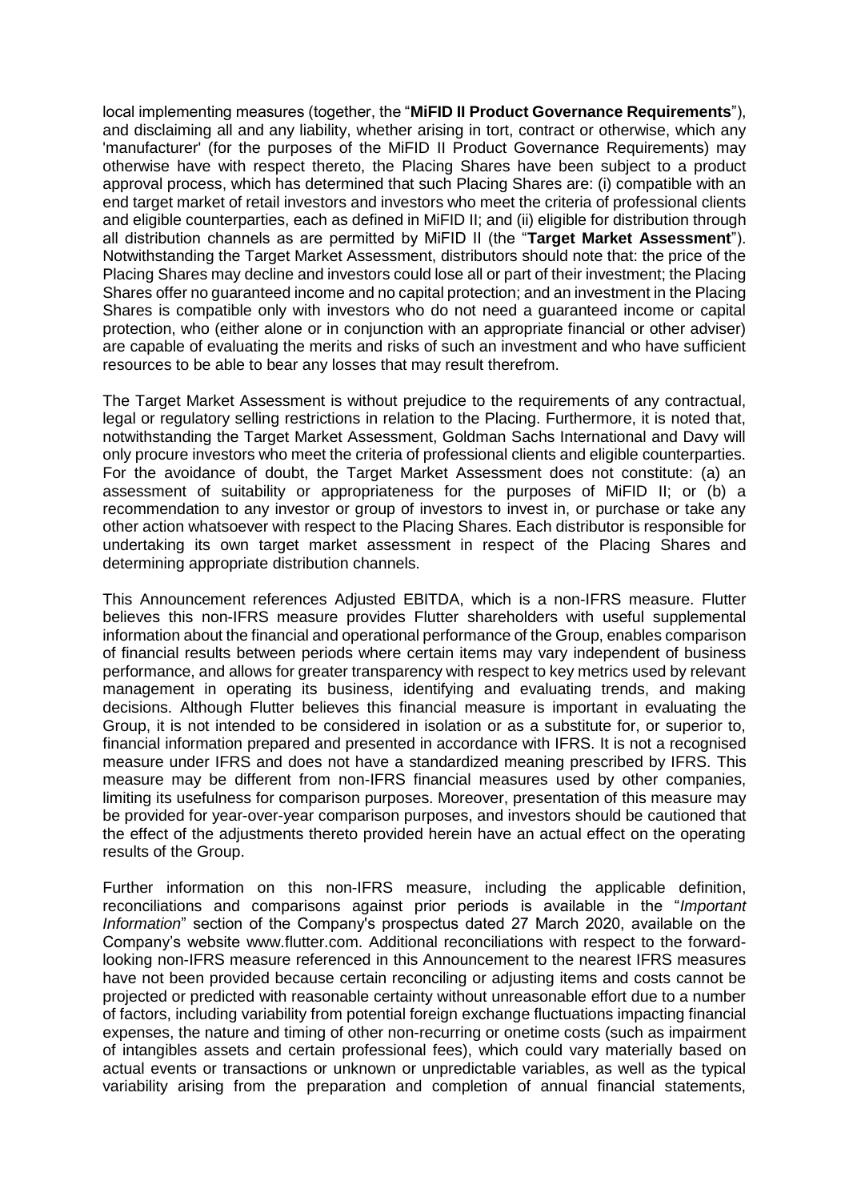local implementing measures (together, the "**MiFID II Product Governance Requirements**"), and disclaiming all and any liability, whether arising in tort, contract or otherwise, which any 'manufacturer' (for the purposes of the MiFID II Product Governance Requirements) may otherwise have with respect thereto, the Placing Shares have been subject to a product approval process, which has determined that such Placing Shares are: (i) compatible with an end target market of retail investors and investors who meet the criteria of professional clients and eligible counterparties, each as defined in MiFID II; and (ii) eligible for distribution through all distribution channels as are permitted by MiFID II (the "**Target Market Assessment**"). Notwithstanding the Target Market Assessment, distributors should note that: the price of the Placing Shares may decline and investors could lose all or part of their investment; the Placing Shares offer no guaranteed income and no capital protection; and an investment in the Placing Shares is compatible only with investors who do not need a guaranteed income or capital protection, who (either alone or in conjunction with an appropriate financial or other adviser) are capable of evaluating the merits and risks of such an investment and who have sufficient resources to be able to bear any losses that may result therefrom.

The Target Market Assessment is without prejudice to the requirements of any contractual, legal or regulatory selling restrictions in relation to the Placing. Furthermore, it is noted that, notwithstanding the Target Market Assessment, Goldman Sachs International and Davy will only procure investors who meet the criteria of professional clients and eligible counterparties. For the avoidance of doubt, the Target Market Assessment does not constitute: (a) an assessment of suitability or appropriateness for the purposes of MiFID II; or (b) a recommendation to any investor or group of investors to invest in, or purchase or take any other action whatsoever with respect to the Placing Shares. Each distributor is responsible for undertaking its own target market assessment in respect of the Placing Shares and determining appropriate distribution channels.

This Announcement references Adjusted EBITDA, which is a non-IFRS measure. Flutter believes this non-IFRS measure provides Flutter shareholders with useful supplemental information about the financial and operational performance of the Group, enables comparison of financial results between periods where certain items may vary independent of business performance, and allows for greater transparency with respect to key metrics used by relevant management in operating its business, identifying and evaluating trends, and making decisions. Although Flutter believes this financial measure is important in evaluating the Group, it is not intended to be considered in isolation or as a substitute for, or superior to, financial information prepared and presented in accordance with IFRS. It is not a recognised measure under IFRS and does not have a standardized meaning prescribed by IFRS. This measure may be different from non-IFRS financial measures used by other companies, limiting its usefulness for comparison purposes. Moreover, presentation of this measure may be provided for year-over-year comparison purposes, and investors should be cautioned that the effect of the adjustments thereto provided herein have an actual effect on the operating results of the Group.

Further information on this non-IFRS measure, including the applicable definition, reconciliations and comparisons against prior periods is available in the "*Important Information*" section of the Company's prospectus dated 27 March 2020, available on the Company's website www.flutter.com. Additional reconciliations with respect to the forward-looking non-IFRS measure referenced in this Announcement to the nearest IFRS measures have not been provided because certain reconciling or adjusting items and costs cannot be projected or predicted with reasonable certainty without unreasonable effort due to a number of factors, including variability from potential foreign exchange fluctuations impacting financial expenses, the nature and timing of other non-recurring or onetime costs (such as impairment of intangibles assets and certain professional fees), which could vary materially based on actual events or transactions or unknown or unpredictable variables, as well as the typical variability arising from the preparation and completion of annual financial statements,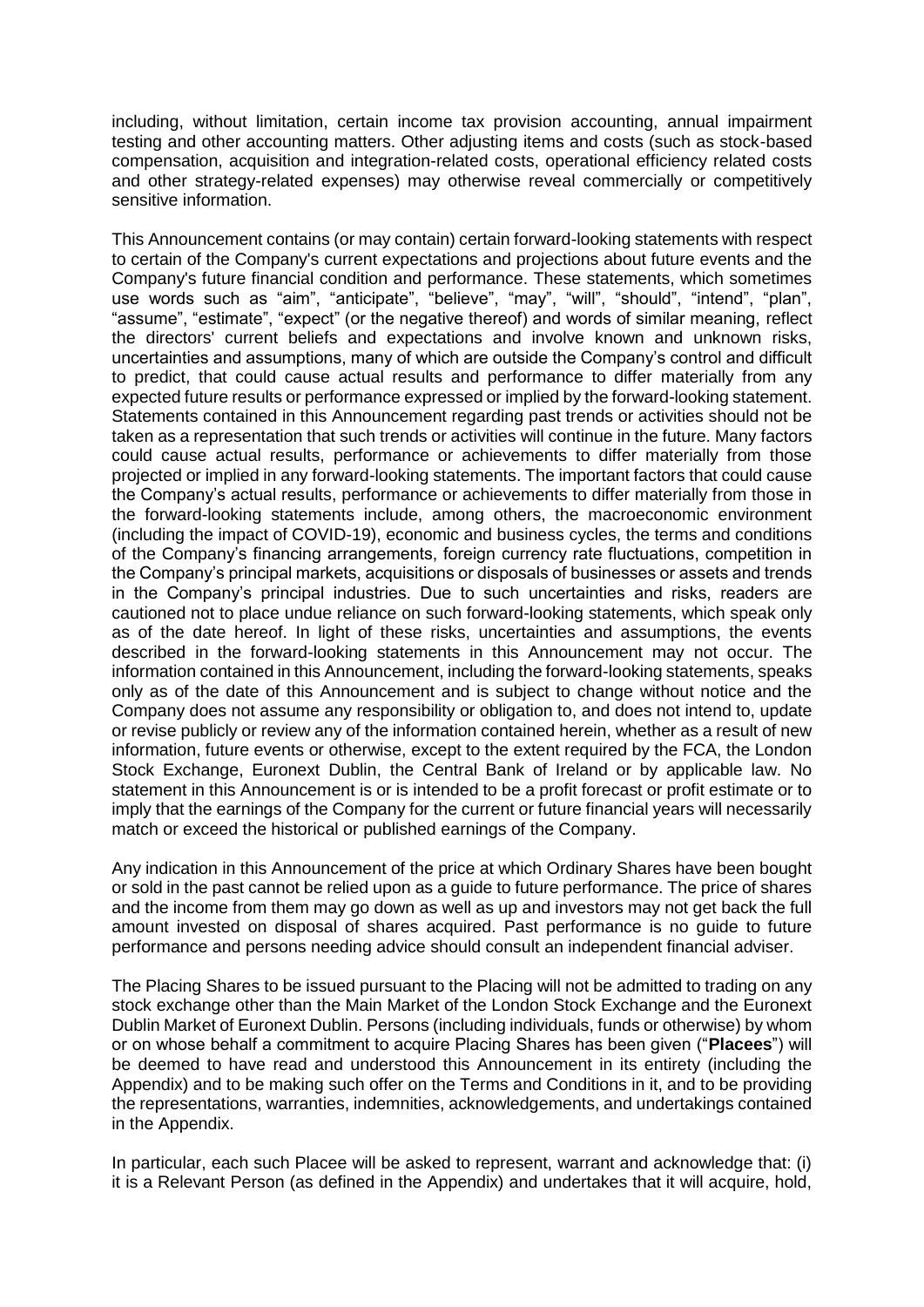including, without limitation, certain income tax provision accounting, annual impairment testing and other accounting matters. Other adjusting items and costs (such as stock-based compensation, acquisition and integration-related costs, operational efficiency related costs and other strategy-related expenses) may otherwise reveal commercially or competitively sensitive information.

This Announcement contains (or may contain) certain forward-looking statements with respect to certain of the Company's current expectations and projections about future events and the Company's future financial condition and performance. These statements, which sometimes use words such as "aim", "anticipate", "believe", "may", "will", "should", "intend", "plan", "assume", "estimate", "expect" (or the negative thereof) and words of similar meaning, reflect the directors' current beliefs and expectations and involve known and unknown risks, uncertainties and assumptions, many of which are outside the Company's control and difficult to predict, that could cause actual results and performance to differ materially from any expected future results or performance expressed or implied by the forward-looking statement. Statements contained in this Announcement regarding past trends or activities should not be taken as a representation that such trends or activities will continue in the future. Many factors could cause actual results, performance or achievements to differ materially from those projected or implied in any forward-looking statements. The important factors that could cause the Company's actual results, performance or achievements to differ materially from those in the forward-looking statements include, among others, the macroeconomic environment (including the impact of COVID-19), economic and business cycles, the terms and conditions of the Company's financing arrangements, foreign currency rate fluctuations, competition in the Company's principal markets, acquisitions or disposals of businesses or assets and trends in the Company's principal industries. Due to such uncertainties and risks, readers are cautioned not to place undue reliance on such forward-looking statements, which speak only as of the date hereof. In light of these risks, uncertainties and assumptions, the events described in the forward-looking statements in this Announcement may not occur. The information contained in this Announcement, including the forward-looking statements, speaks only as of the date of this Announcement and is subject to change without notice and the Company does not assume any responsibility or obligation to, and does not intend to, update or revise publicly or review any of the information contained herein, whether as a result of new information, future events or otherwise, except to the extent required by the FCA, the London Stock Exchange, Euronext Dublin, the Central Bank of Ireland or by applicable law. No statement in this Announcement is or is intended to be a profit forecast or profit estimate or to imply that the earnings of the Company for the current or future financial years will necessarily match or exceed the historical or published earnings of the Company.

Any indication in this Announcement of the price at which Ordinary Shares have been bought or sold in the past cannot be relied upon as a guide to future performance. The price of shares and the income from them may go down as well as up and investors may not get back the full amount invested on disposal of shares acquired. Past performance is no guide to future performance and persons needing advice should consult an independent financial adviser.

The Placing Shares to be issued pursuant to the Placing will not be admitted to trading on any stock exchange other than the Main Market of the London Stock Exchange and the Euronext Dublin Market of Euronext Dublin. Persons (including individuals, funds or otherwise) by whom or on whose behalf a commitment to acquire Placing Shares has been given ("**Placees**") will be deemed to have read and understood this Announcement in its entirety (including the Appendix) and to be making such offer on the Terms and Conditions in it, and to be providing the representations, warranties, indemnities, acknowledgements, and undertakings contained in the Appendix.

In particular, each such Placee will be asked to represent, warrant and acknowledge that: (i) it is a Relevant Person (as defined in the Appendix) and undertakes that it will acquire, hold,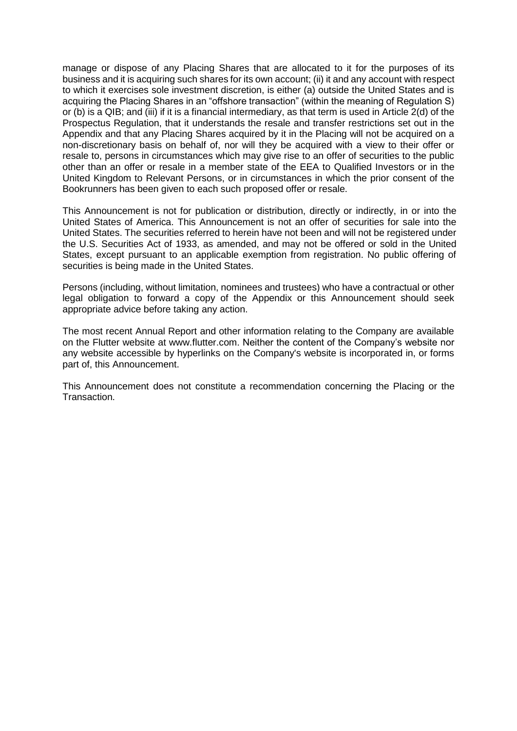manage or dispose of any Placing Shares that are allocated to it for the purposes of its business and it is acquiring such shares for its own account; (ii) it and any account with respect to which it exercises sole investment discretion, is either (a) outside the United States and is acquiring the Placing Shares in an "offshore transaction" (within the meaning of Regulation S) or (b) is a QIB; and (iii) if it is a financial intermediary, as that term is used in Article 2(d) of the Prospectus Regulation, that it understands the resale and transfer restrictions set out in the Appendix and that any Placing Shares acquired by it in the Placing will not be acquired on a non-discretionary basis on behalf of, nor will they be acquired with a view to their offer or resale to, persons in circumstances which may give rise to an offer of securities to the public other than an offer or resale in a member state of the EEA to Qualified Investors or in the United Kingdom to Relevant Persons, or in circumstances in which the prior consent of the Bookrunners has been given to each such proposed offer or resale.

This Announcement is not for publication or distribution, directly or indirectly, in or into the United States of America. This Announcement is not an offer of securities for sale into the United States. The securities referred to herein have not been and will not be registered under the U.S. Securities Act of 1933, as amended, and may not be offered or sold in the United States, except pursuant to an applicable exemption from registration. No public offering of securities is being made in the United States.

Persons (including, without limitation, nominees and trustees) who have a contractual or other legal obligation to forward a copy of the Appendix or this Announcement should seek appropriate advice before taking any action.

The most recent Annual Report and other information relating to the Company are available on the Flutter website at www.flutter.com. Neither the content of the Company's website nor any website accessible by hyperlinks on the Company's website is incorporated in, or forms part of, this Announcement.

This Announcement does not constitute a recommendation concerning the Placing or the Transaction.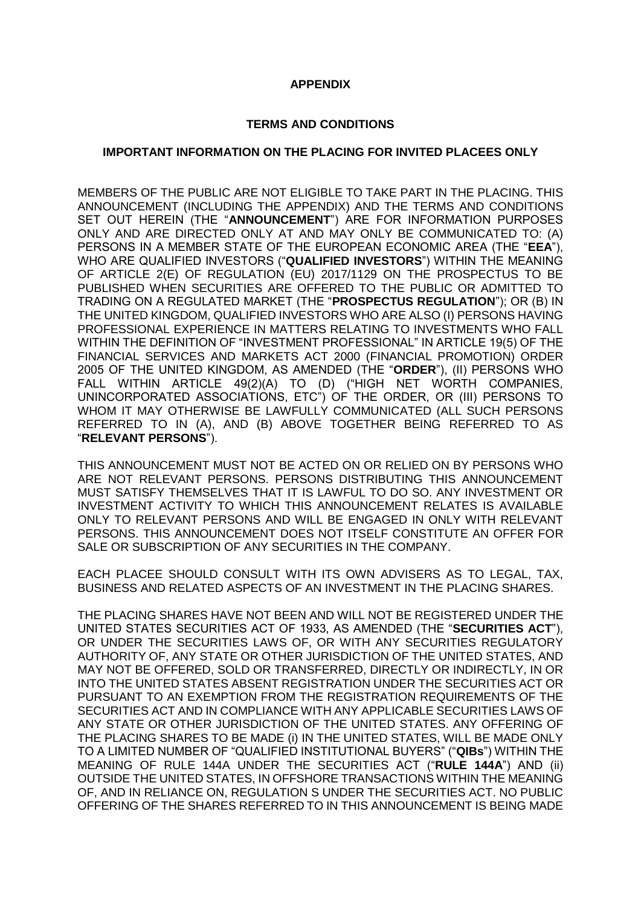**APPENDIX**

**TERMS AND CONDITIONS**

**IMPORTANT INFORMATION ON THE PLACING FOR INVITED PLACEES ONLY**

MEMBERS OF THE PUBLIC ARE NOT ELIGIBLE TO TAKE PART IN THE PLACING. THIS ANNOUNCEMENT (INCLUDING THE APPENDIX) AND THE TERMS AND CONDITIONS SET OUT HEREIN (THE "**ANNOUNCEMENT**") ARE FOR INFORMATION PURPOSES ONLY AND ARE DIRECTED ONLY AT AND MAY ONLY BE COMMUNICATED TO: (A) PERSONS IN A MEMBER STATE OF THE EUROPEAN ECONOMIC AREA (THE "**EEA**"), WHO ARE QUALIFIED INVESTORS ("**QUALIFIED INVESTORS**") WITHIN THE MEANING OF ARTICLE 2(E) OF REGULATION (EU) 2017/1129 ON THE PROSPECTUS TO BE PUBLISHED WHEN SECURITIES ARE OFFERED TO THE PUBLIC OR ADMITTED TO TRADING ON A REGULATED MARKET (THE "**PROSPECTUS REGULATION**"); OR (B) IN THE UNITED KINGDOM, QUALIFIED INVESTORS WHO ARE ALSO (I) PERSONS HAVING PROFESSIONAL EXPERIENCE IN MATTERS RELATING TO INVESTMENTS WHO FALL WITHIN THE DEFINITION OF "INVESTMENT PROFESSIONAL" IN ARTICLE 19(5) OF THE FINANCIAL SERVICES AND MARKETS ACT 2000 (FINANCIAL PROMOTION) ORDER 2005 OF THE UNITED KINGDOM, AS AMENDED (THE "**ORDER**"), (II) PERSONS WHO FALL WITHIN ARTICLE 49(2)(A) TO (D) ("HIGH NET WORTH COMPANIES, UNINCORPORATED ASSOCIATIONS, ETC") OF THE ORDER, OR (III) PERSONS TO WHOM IT MAY OTHERWISE BE LAWFULLY COMMUNICATED (ALL SUCH PERSONS REFERRED TO IN (A), AND (B) ABOVE TOGETHER BEING REFERRED TO AS "**RELEVANT PERSONS**").

THIS ANNOUNCEMENT MUST NOT BE ACTED ON OR RELIED ON BY PERSONS WHO ARE NOT RELEVANT PERSONS. PERSONS DISTRIBUTING THIS ANNOUNCEMENT MUST SATISFY THEMSELVES THAT IT IS LAWFUL TO DO SO. ANY INVESTMENT OR INVESTMENT ACTIVITY TO WHICH THIS ANNOUNCEMENT RELATES IS AVAILABLE ONLY TO RELEVANT PERSONS AND WILL BE ENGAGED IN ONLY WITH RELEVANT PERSONS. THIS ANNOUNCEMENT DOES NOT ITSELF CONSTITUTE AN OFFER FOR SALE OR SUBSCRIPTION OF ANY SECURITIES IN THE COMPANY.

EACH PLACEE SHOULD CONSULT WITH ITS OWN ADVISERS AS TO LEGAL, TAX, BUSINESS AND RELATED ASPECTS OF AN INVESTMENT IN THE PLACING SHARES.

THE PLACING SHARES HAVE NOT BEEN AND WILL NOT BE REGISTERED UNDER THE UNITED STATES SECURITIES ACT OF 1933, AS AMENDED (THE "**SECURITIES ACT**"), OR UNDER THE SECURITIES LAWS OF, OR WITH ANY SECURITIES REGULATORY AUTHORITY OF, ANY STATE OR OTHER JURISDICTION OF THE UNITED STATES, AND MAY NOT BE OFFERED, SOLD OR TRANSFERRED, DIRECTLY OR INDIRECTLY, IN OR INTO THE UNITED STATES ABSENT REGISTRATION UNDER THE SECURITIES ACT OR PURSUANT TO AN EXEMPTION FROM THE REGISTRATION REQUIREMENTS OF THE SECURITIES ACT AND IN COMPLIANCE WITH ANY APPLICABLE SECURITIES LAWS OF ANY STATE OR OTHER JURISDICTION OF THE UNITED STATES. ANY OFFERING OF THE PLACING SHARES TO BE MADE (i) IN THE UNITED STATES, WILL BE MADE ONLY TO A LIMITED NUMBER OF "QUALIFIED INSTITUTIONAL BUYERS" ("**QIBs**") WITHIN THE MEANING OF RULE 144A UNDER THE SECURITIES ACT ("**RULE 144A**") AND (ii) OUTSIDE THE UNITED STATES, IN OFFSHORE TRANSACTIONS WITHIN THE MEANING OF, AND IN RELIANCE ON, REGULATION S UNDER THE SECURITIES ACT. NO PUBLIC OFFERING OF THE SHARES REFERRED TO IN THIS ANNOUNCEMENT IS BEING MADE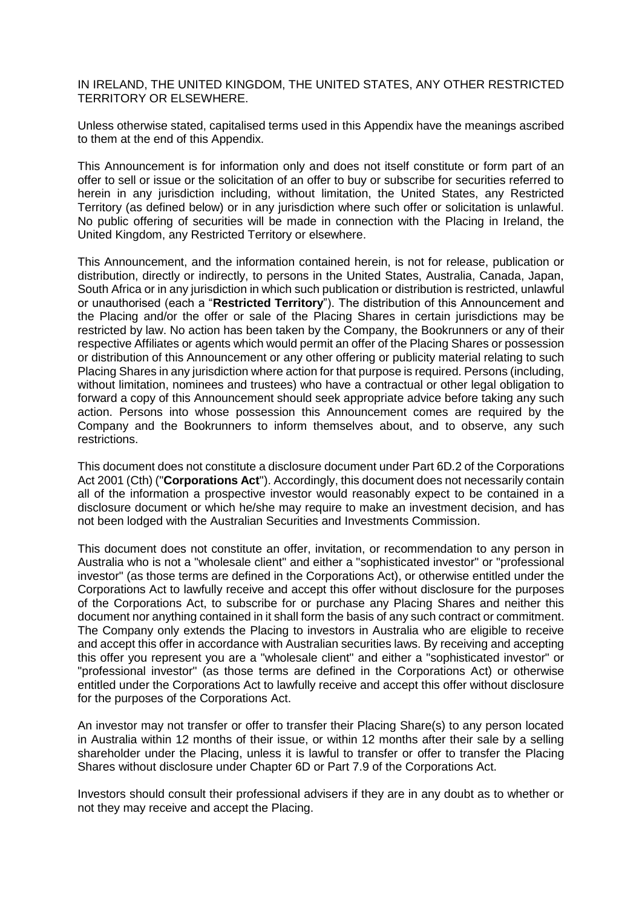IN IRELAND, THE UNITED KINGDOM, THE UNITED STATES, ANY OTHER RESTRICTED TERRITORY OR ELSEWHERE.

Unless otherwise stated, capitalised terms used in this Appendix have the meanings ascribed to them at the end of this Appendix.

This Announcement is for information only and does not itself constitute or form part of an offer to sell or issue or the solicitation of an offer to buy or subscribe for securities referred to herein in any jurisdiction including, without limitation, the United States, any Restricted Territory (as defined below) or in any jurisdiction where such offer or solicitation is unlawful. No public offering of securities will be made in connection with the Placing in Ireland, the United Kingdom, any Restricted Territory or elsewhere.

This Announcement, and the information contained herein, is not for release, publication or distribution, directly or indirectly, to persons in the United States, Australia, Canada, Japan, South Africa or in any jurisdiction in which such publication or distribution is restricted, unlawful or unauthorised (each a "**Restricted Territory**"). The distribution of this Announcement and the Placing and/or the offer or sale of the Placing Shares in certain jurisdictions may be restricted by law. No action has been taken by the Company, the Bookrunners or any of their respective Affiliates or agents which would permit an offer of the Placing Shares or possession or distribution of this Announcement or any other offering or publicity material relating to such Placing Shares in any jurisdiction where action for that purpose is required. Persons (including, without limitation, nominees and trustees) who have a contractual or other legal obligation to forward a copy of this Announcement should seek appropriate advice before taking any such action. Persons into whose possession this Announcement comes are required by the Company and the Bookrunners to inform themselves about, and to observe, any such restrictions.

This document does not constitute a disclosure document under Part 6D.2 of the Corporations Act 2001 (Cth) ("**Corporations Act**"). Accordingly, this document does not necessarily contain all of the information a prospective investor would reasonably expect to be contained in a disclosure document or which he/she may require to make an investment decision, and has not been lodged with the Australian Securities and Investments Commission.

This document does not constitute an offer, invitation, or recommendation to any person in Australia who is not a "wholesale client" and either a "sophisticated investor" or "professional investor" (as those terms are defined in the Corporations Act), or otherwise entitled under the Corporations Act to lawfully receive and accept this offer without disclosure for the purposes of the Corporations Act, to subscribe for or purchase any Placing Shares and neither this document nor anything contained in it shall form the basis of any such contract or commitment. The Company only extends the Placing to investors in Australia who are eligible to receive and accept this offer in accordance with Australian securities laws. By receiving and accepting this offer you represent you are a "wholesale client" and either a "sophisticated investor" or "professional investor" (as those terms are defined in the Corporations Act) or otherwise entitled under the Corporations Act to lawfully receive and accept this offer without disclosure for the purposes of the Corporations Act.

An investor may not transfer or offer to transfer their Placing Share(s) to any person located in Australia within 12 months of their issue, or within 12 months after their sale by a selling shareholder under the Placing, unless it is lawful to transfer or offer to transfer the Placing Shares without disclosure under Chapter 6D or Part 7.9 of the Corporations Act.

Investors should consult their professional advisers if they are in any doubt as to whether or not they may receive and accept the Placing.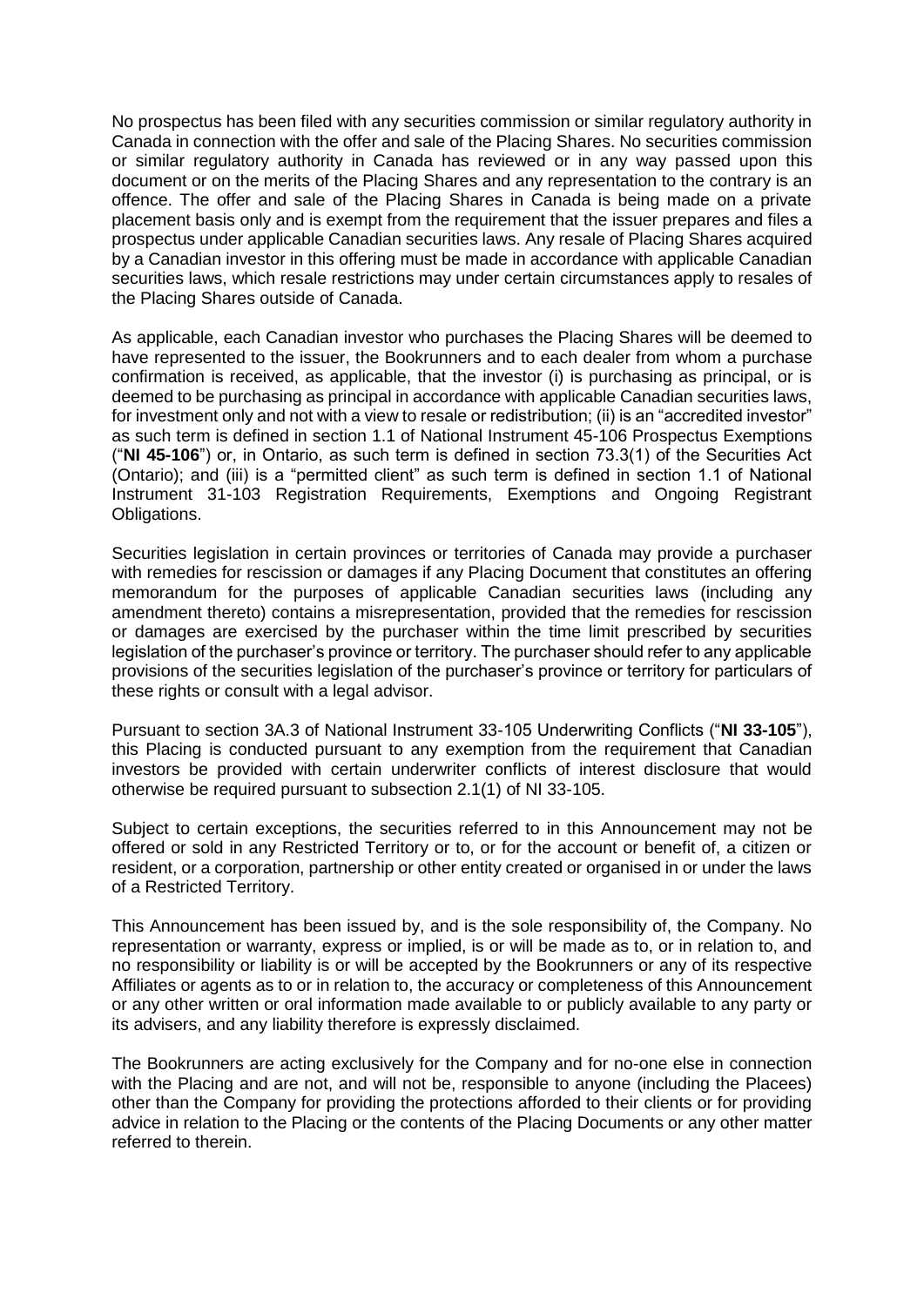No prospectus has been filed with any securities commission or similar regulatory authority in Canada in connection with the offer and sale of the Placing Shares. No securities commission or similar regulatory authority in Canada has reviewed or in any way passed upon this document or on the merits of the Placing Shares and any representation to the contrary is an offence. The offer and sale of the Placing Shares in Canada is being made on a private placement basis only and is exempt from the requirement that the issuer prepares and files a prospectus under applicable Canadian securities laws. Any resale of Placing Shares acquired by a Canadian investor in this offering must be made in accordance with applicable Canadian securities laws, which resale restrictions may under certain circumstances apply to resales of the Placing Shares outside of Canada.

As applicable, each Canadian investor who purchases the Placing Shares will be deemed to have represented to the issuer, the Bookrunners and to each dealer from whom a purchase confirmation is received, as applicable, that the investor (i) is purchasing as principal, or is deemed to be purchasing as principal in accordance with applicable Canadian securities laws, for investment only and not with a view to resale or redistribution; (ii) is an "accredited investor" as such term is defined in section 1.1 of National Instrument 45-106 Prospectus Exemptions ("**NI 45-106**") or, in Ontario, as such term is defined in section 73.3(1) of the Securities Act (Ontario); and (iii) is a "permitted client" as such term is defined in section 1.1 of National Instrument 31-103 Registration Requirements, Exemptions and Ongoing Registrant Obligations.

Securities legislation in certain provinces or territories of Canada may provide a purchaser with remedies for rescission or damages if any Placing Document that constitutes an offering memorandum for the purposes of applicable Canadian securities laws (including any amendment thereto) contains a misrepresentation, provided that the remedies for rescission or damages are exercised by the purchaser within the time limit prescribed by securities legislation of the purchaser's province or territory. The purchaser should refer to any applicable provisions of the securities legislation of the purchaser's province or territory for particulars of these rights or consult with a legal advisor.

Pursuant to section 3A.3 of National Instrument 33-105 Underwriting Conflicts ("**NI 33-105**"), this Placing is conducted pursuant to any exemption from the requirement that Canadian investors be provided with certain underwriter conflicts of interest disclosure that would otherwise be required pursuant to subsection 2.1(1) of NI 33-105.

Subject to certain exceptions, the securities referred to in this Announcement may not be offered or sold in any Restricted Territory or to, or for the account or benefit of, a citizen or resident, or a corporation, partnership or other entity created or organised in or under the laws of a Restricted Territory.

This Announcement has been issued by, and is the sole responsibility of, the Company. No representation or warranty, express or implied, is or will be made as to, or in relation to, and no responsibility or liability is or will be accepted by the Bookrunners or any of its respective Affiliates or agents as to or in relation to, the accuracy or completeness of this Announcement or any other written or oral information made available to or publicly available to any party or its advisers, and any liability therefore is expressly disclaimed.

The Bookrunners are acting exclusively for the Company and for no-one else in connection with the Placing and are not, and will not be, responsible to anyone (including the Placees) other than the Company for providing the protections afforded to their clients or for providing advice in relation to the Placing or the contents of the Placing Documents or any other matter referred to therein.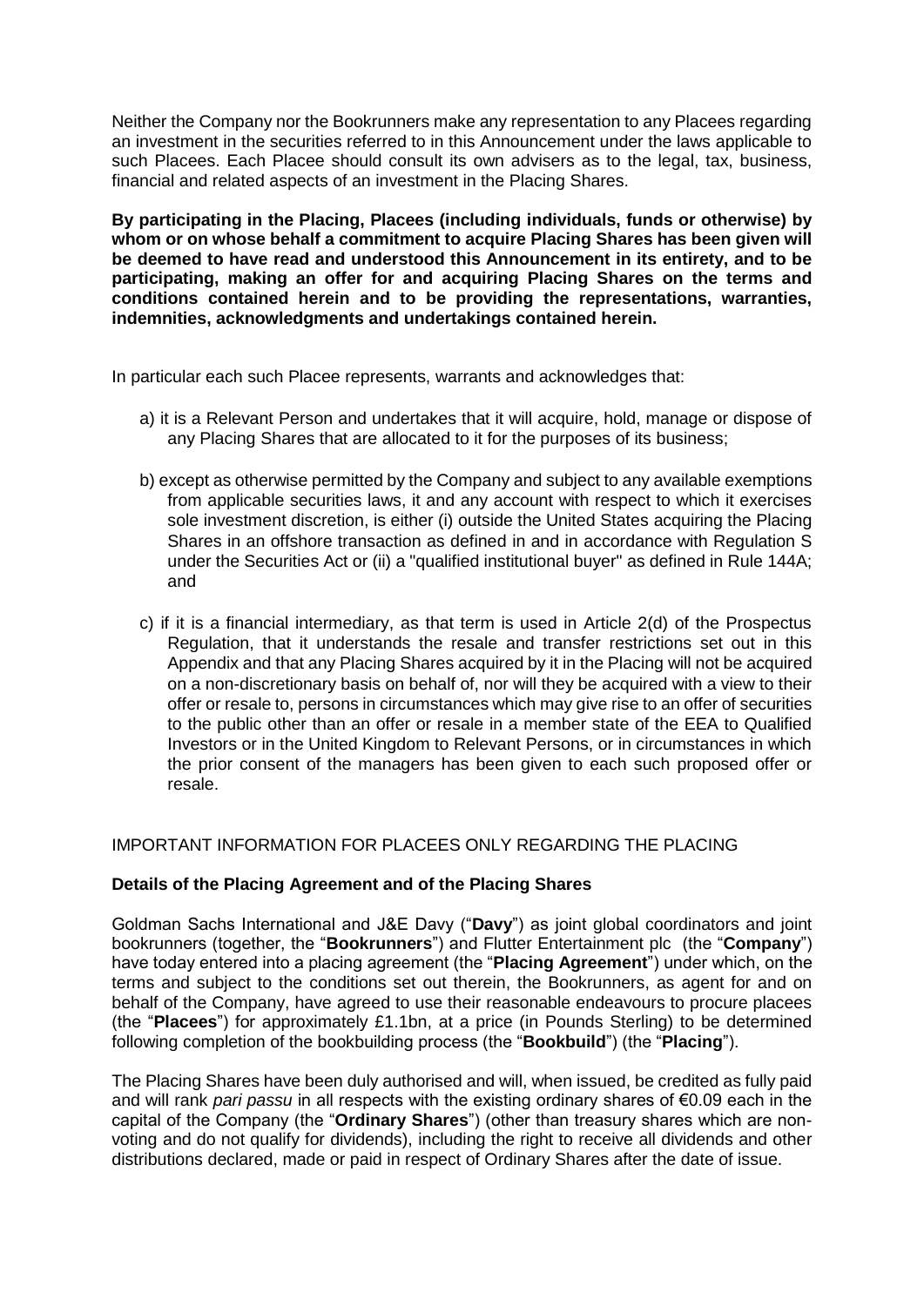Neither the Company nor the Bookrunners make any representation to any Placees regarding an investment in the securities referred to in this Announcement under the laws applicable to such Placees. Each Placee should consult its own advisers as to the legal, tax, business, financial and related aspects of an investment in the Placing Shares.

**By participating in the Placing, Placees (including individuals, funds or otherwise) by whom or on whose behalf a commitment to acquire Placing Shares has been given will be deemed to have read and understood this Announcement in its entirety, and to be participating, making an offer for and acquiring Placing Shares on the terms and conditions contained herein and to be providing the representations, warranties, indemnities, acknowledgments and undertakings contained herein.**

In particular each such Placee represents, warrants and acknowledges that:

a) it is a Relevant Person and undertakes that it will acquire, hold, manage or dispose of any Placing Shares that are allocated to it for the purposes of its business;

b) except as otherwise permitted by the Company and subject to any available exemptions from applicable securities laws, it and any account with respect to which it exercises sole investment discretion, is either (i) outside the United States acquiring the Placing Shares in an offshore transaction as defined in and in accordance with Regulation S under the Securities Act or (ii) a "qualified institutional buyer" as defined in Rule 144A; and

c) if it is a financial intermediary, as that term is used in Article 2(d) of the Prospectus Regulation, that it understands the resale and transfer restrictions set out in this Appendix and that any Placing Shares acquired by it in the Placing will not be acquired on a non-discretionary basis on behalf of, nor will they be acquired with a view to their offer or resale to, persons in circumstances which may give rise to an offer of securities to the public other than an offer or resale in a member state of the EEA to Qualified Investors or in the United Kingdom to Relevant Persons, or in circumstances in which the prior consent of the managers has been given to each such proposed offer or resale.

IMPORTANT INFORMATION FOR PLACEES ONLY REGARDING THE PLACING

**Details of the Placing Agreement and of the Placing Shares**

Goldman Sachs International and J&E Davy ("**Davy**") as joint global coordinators and joint bookrunners (together, the "**Bookrunners**") and Flutter Entertainment plc (the "**Company**") have today entered into a placing agreement (the "**Placing Agreement**") under which, on the terms and subject to the conditions set out therein, the Bookrunners, as agent for and on behalf of the Company, have agreed to use their reasonable endeavours to procure placees (the "**Placees**") for approximately £1.1bn, at a price (in Pounds Sterling) to be determined following completion of the bookbuilding process (the "**Bookbuild**") (the "**Placing**").

The Placing Shares have been duly authorised and will, when issued, be credited as fully paid and will rank *pari passu* in all respects with the existing ordinary shares of €0.09 each in the capital of the Company (the "**Ordinary Shares**") (other than treasury shares which are non-voting and do not qualify for dividends), including the right to receive all dividends and other distributions declared, made or paid in respect of Ordinary Shares after the date of issue.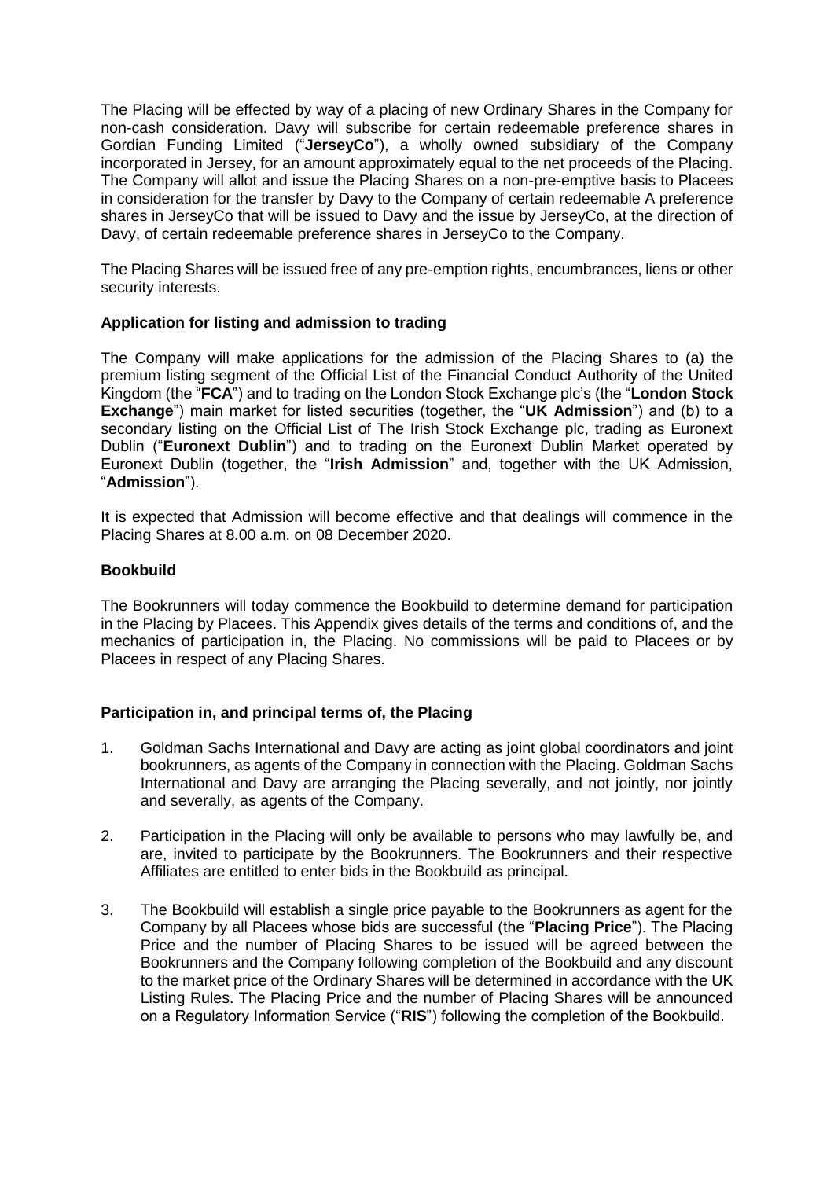The Placing will be effected by way of a placing of new Ordinary Shares in the Company for non-cash consideration. Davy will subscribe for certain redeemable preference shares in Gordian Funding Limited ("**JerseyCo**"), a wholly owned subsidiary of the Company incorporated in Jersey, for an amount approximately equal to the net proceeds of the Placing. The Company will allot and issue the Placing Shares on a non-pre-emptive basis to Placees in consideration for the transfer by Davy to the Company of certain redeemable A preference shares in JerseyCo that will be issued to Davy and the issue by JerseyCo, at the direction of Davy, of certain redeemable preference shares in JerseyCo to the Company.

The Placing Shares will be issued free of any pre-emption rights, encumbrances, liens or other security interests.

**Application for listing and admission to trading**

The Company will make applications for the admission of the Placing Shares to (a) the premium listing segment of the Official List of the Financial Conduct Authority of the United Kingdom (the "**FCA**") and to trading on the London Stock Exchange plc's (the "**London Stock Exchange**") main market for listed securities (together, the "**UK Admission**") and (b) to a secondary listing on the Official List of The Irish Stock Exchange plc, trading as Euronext Dublin ("**Euronext Dublin**") and to trading on the Euronext Dublin Market operated by Euronext Dublin (together, the "**Irish Admission**" and, together with the UK Admission, "**Admission**").

It is expected that Admission will become effective and that dealings will commence in the Placing Shares at 8.00 a.m. on 08 December 2020.

**Bookbuild**

The Bookrunners will today commence the Bookbuild to determine demand for participation in the Placing by Placees. This Appendix gives details of the terms and conditions of, and the mechanics of participation in, the Placing. No commissions will be paid to Placees or by Placees in respect of any Placing Shares.

**Participation in, and principal terms of, the Placing**

1. Goldman Sachs International and Davy are acting as joint global coordinators and joint bookrunners, as agents of the Company in connection with the Placing. Goldman Sachs International and Davy are arranging the Placing severally, and not jointly, nor jointly and severally, as agents of the Company.

2. Participation in the Placing will only be available to persons who may lawfully be, and are, invited to participate by the Bookrunners. The Bookrunners and their respective Affiliates are entitled to enter bids in the Bookbuild as principal.

3. The Bookbuild will establish a single price payable to the Bookrunners as agent for the Company by all Placees whose bids are successful (the "**Placing Price**"). The Placing Price and the number of Placing Shares to be issued will be agreed between the Bookrunners and the Company following completion of the Bookbuild and any discount to the market price of the Ordinary Shares will be determined in accordance with the UK Listing Rules. The Placing Price and the number of Placing Shares will be announced on a Regulatory Information Service ("**RIS**") following the completion of the Bookbuild.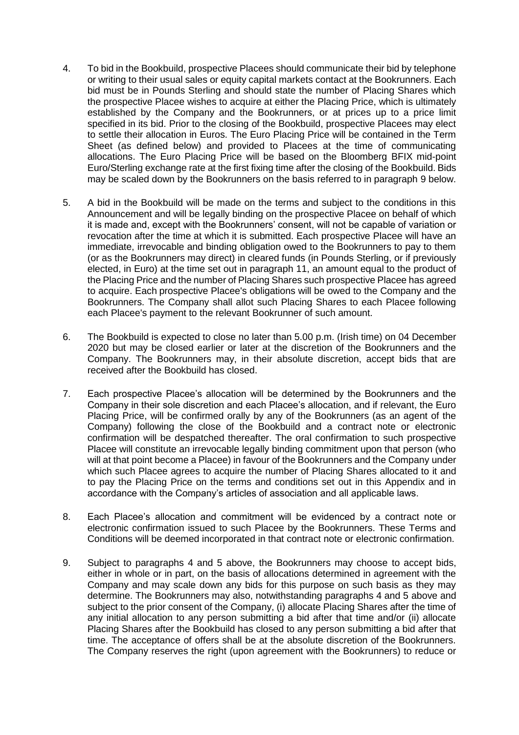4. To bid in the Bookbuild, prospective Placees should communicate their bid by telephone or writing to their usual sales or equity capital markets contact at the Bookrunners. Each bid must be in Pounds Sterling and should state the number of Placing Shares which the prospective Placee wishes to acquire at either the Placing Price, which is ultimately established by the Company and the Bookrunners, or at prices up to a price limit specified in its bid. Prior to the closing of the Bookbuild, prospective Placees may elect to settle their allocation in Euros. The Euro Placing Price will be contained in the Term Sheet (as defined below) and provided to Placees at the time of communicating allocations. The Euro Placing Price will be based on the Bloomberg BFIX mid-point Euro/Sterling exchange rate at the first fixing time after the closing of the Bookbuild. Bids may be scaled down by the Bookrunners on the basis referred to in paragraph 9 below.

5. A bid in the Bookbuild will be made on the terms and subject to the conditions in this Announcement and will be legally binding on the prospective Placee on behalf of which it is made and, except with the Bookrunners' consent, will not be capable of variation or revocation after the time at which it is submitted. Each prospective Placee will have an immediate, irrevocable and binding obligation owed to the Bookrunners to pay to them (or as the Bookrunners may direct) in cleared funds (in Pounds Sterling, or if previously elected, in Euro) at the time set out in paragraph 11, an amount equal to the product of the Placing Price and the number of Placing Shares such prospective Placee has agreed to acquire. Each prospective Placee's obligations will be owed to the Company and the Bookrunners. The Company shall allot such Placing Shares to each Placee following each Placee's payment to the relevant Bookrunner of such amount.

6. The Bookbuild is expected to close no later than 5.00 p.m. (Irish time) on 04 December 2020 but may be closed earlier or later at the discretion of the Bookrunners and the Company. The Bookrunners may, in their absolute discretion, accept bids that are received after the Bookbuild has closed.

7. Each prospective Placee's allocation will be determined by the Bookrunners and the Company in their sole discretion and each Placee's allocation, and if relevant, the Euro Placing Price, will be confirmed orally by any of the Bookrunners (as an agent of the Company) following the close of the Bookbuild and a contract note or electronic confirmation will be despatched thereafter. The oral confirmation to such prospective Placee will constitute an irrevocable legally binding commitment upon that person (who will at that point become a Placee) in favour of the Bookrunners and the Company under which such Placee agrees to acquire the number of Placing Shares allocated to it and to pay the Placing Price on the terms and conditions set out in this Appendix and in accordance with the Company's articles of association and all applicable laws.

8. Each Placee's allocation and commitment will be evidenced by a contract note or electronic confirmation issued to such Placee by the Bookrunners. These Terms and Conditions will be deemed incorporated in that contract note or electronic confirmation.

9. Subject to paragraphs 4 and 5 above, the Bookrunners may choose to accept bids, either in whole or in part, on the basis of allocations determined in agreement with the Company and may scale down any bids for this purpose on such basis as they may determine. The Bookrunners may also, notwithstanding paragraphs 4 and 5 above and subject to the prior consent of the Company, (i) allocate Placing Shares after the time of any initial allocation to any person submitting a bid after that time and/or (ii) allocate Placing Shares after the Bookbuild has closed to any person submitting a bid after that time. The acceptance of offers shall be at the absolute discretion of the Bookrunners. The Company reserves the right (upon agreement with the Bookrunners) to reduce or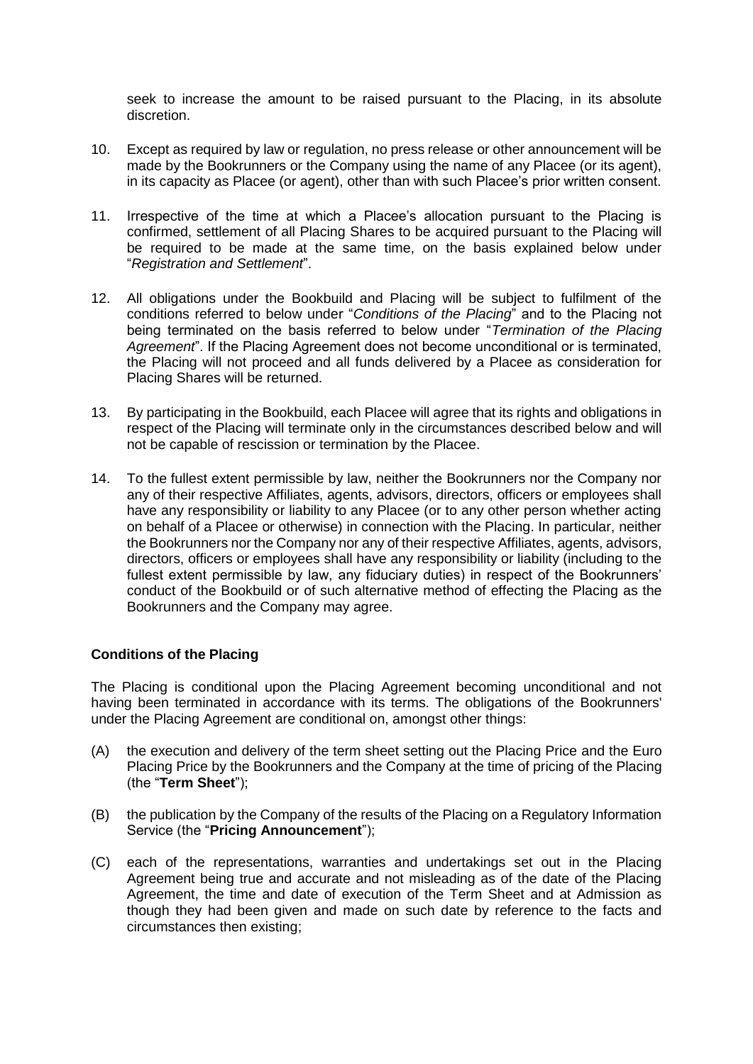seek to increase the amount to be raised pursuant to the Placing, in its absolute discretion.

10. Except as required by law or regulation, no press release or other announcement will be made by the Bookrunners or the Company using the name of any Placee (or its agent), in its capacity as Placee (or agent), other than with such Placee's prior written consent.

11. Irrespective of the time at which a Placee's allocation pursuant to the Placing is confirmed, settlement of all Placing Shares to be acquired pursuant to the Placing will be required to be made at the same time, on the basis explained below under "*Registration and Settlement*".

12. All obligations under the Bookbuild and Placing will be subject to fulfilment of the conditions referred to below under "*Conditions of the Placing*" and to the Placing not being terminated on the basis referred to below under "*Termination of the Placing Agreement*". If the Placing Agreement does not become unconditional or is terminated, the Placing will not proceed and all funds delivered by a Placee as consideration for Placing Shares will be returned.

13. By participating in the Bookbuild, each Placee will agree that its rights and obligations in respect of the Placing will terminate only in the circumstances described below and will not be capable of rescission or termination by the Placee.

14. To the fullest extent permissible by law, neither the Bookrunners nor the Company nor any of their respective Affiliates, agents, advisors, directors, officers or employees shall have any responsibility or liability to any Placee (or to any other person whether acting on behalf of a Placee or otherwise) in connection with the Placing. In particular, neither the Bookrunners nor the Company nor any of their respective Affiliates, agents, advisors, directors, officers or employees shall have any responsibility or liability (including to the fullest extent permissible by law, any fiduciary duties) in respect of the Bookrunners' conduct of the Bookbuild or of such alternative method of effecting the Placing as the Bookrunners and the Company may agree.

**Conditions of the Placing**

The Placing is conditional upon the Placing Agreement becoming unconditional and not having been terminated in accordance with its terms. The obligations of the Bookrunners' under the Placing Agreement are conditional on, amongst other things:

(A) the execution and delivery of the term sheet setting out the Placing Price and the Euro Placing Price by the Bookrunners and the Company at the time of pricing of the Placing (the "**Term Sheet**");

(B) the publication by the Company of the results of the Placing on a Regulatory Information Service (the "**Pricing Announcement**");

(C) each of the representations, warranties and undertakings set out in the Placing Agreement being true and accurate and not misleading as of the date of the Placing Agreement, the time and date of execution of the Term Sheet and at Admission as though they had been given and made on such date by reference to the facts and circumstances then existing;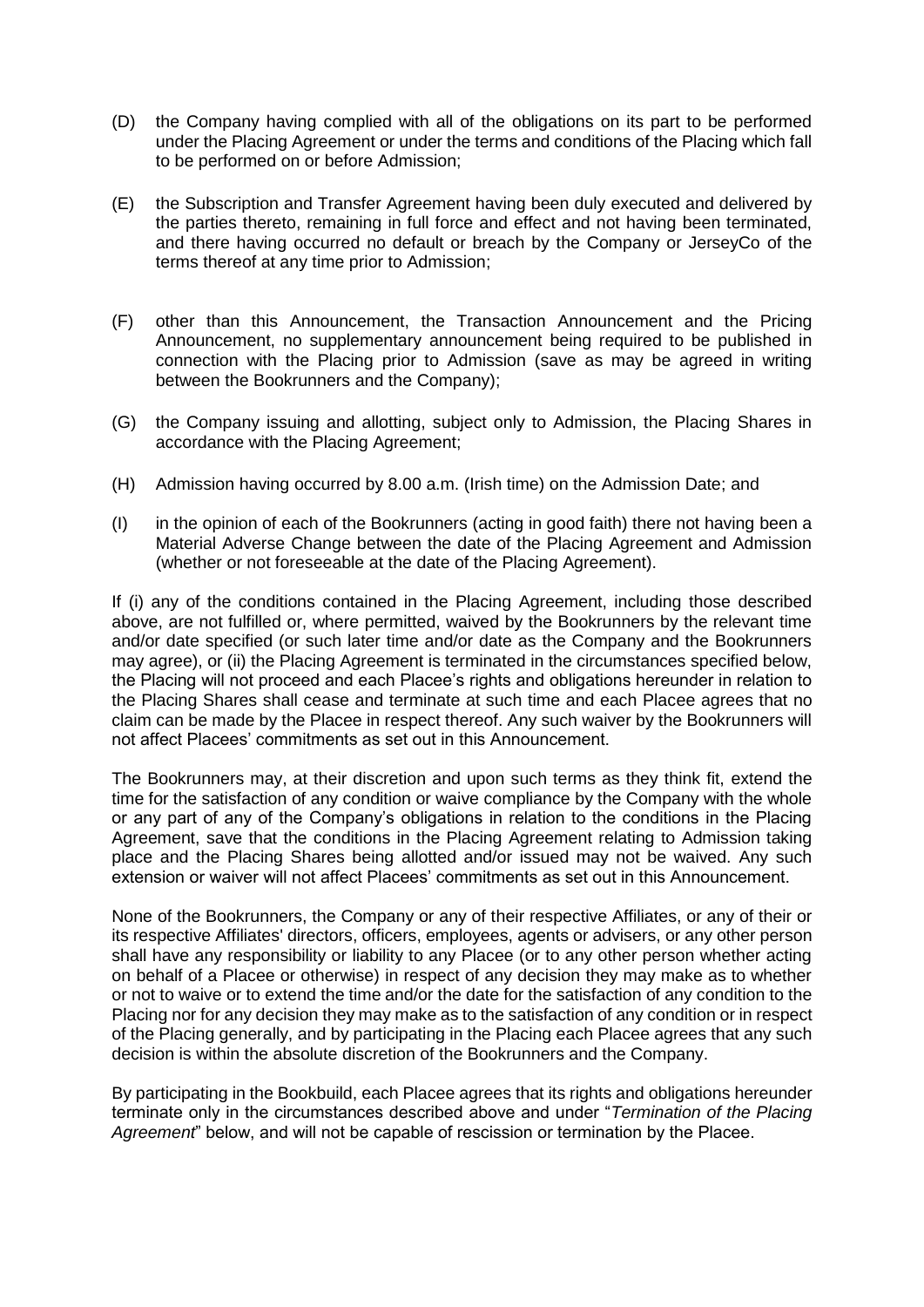(D) the Company having complied with all of the obligations on its part to be performed under the Placing Agreement or under the terms and conditions of the Placing which fall to be performed on or before Admission;

(E) the Subscription and Transfer Agreement having been duly executed and delivered by the parties thereto, remaining in full force and effect and not having been terminated, and there having occurred no default or breach by the Company or JerseyCo of the terms thereof at any time prior to Admission;

(F) other than this Announcement, the Transaction Announcement and the Pricing Announcement, no supplementary announcement being required to be published in connection with the Placing prior to Admission (save as may be agreed in writing between the Bookrunners and the Company);

(G) the Company issuing and allotting, subject only to Admission, the Placing Shares in accordance with the Placing Agreement;

(H) Admission having occurred by 8.00 a.m. (Irish time) on the Admission Date; and

(I) in the opinion of each of the Bookrunners (acting in good faith) there not having been a Material Adverse Change between the date of the Placing Agreement and Admission (whether or not foreseeable at the date of the Placing Agreement).

If (i) any of the conditions contained in the Placing Agreement, including those described above, are not fulfilled or, where permitted, waived by the Bookrunners by the relevant time and/or date specified (or such later time and/or date as the Company and the Bookrunners may agree), or (ii) the Placing Agreement is terminated in the circumstances specified below, the Placing will not proceed and each Placee's rights and obligations hereunder in relation to the Placing Shares shall cease and terminate at such time and each Placee agrees that no claim can be made by the Placee in respect thereof. Any such waiver by the Bookrunners will not affect Placees' commitments as set out in this Announcement.

The Bookrunners may, at their discretion and upon such terms as they think fit, extend the time for the satisfaction of any condition or waive compliance by the Company with the whole or any part of any of the Company's obligations in relation to the conditions in the Placing Agreement, save that the conditions in the Placing Agreement relating to Admission taking place and the Placing Shares being allotted and/or issued may not be waived. Any such extension or waiver will not affect Placees' commitments as set out in this Announcement.

None of the Bookrunners, the Company or any of their respective Affiliates, or any of their or its respective Affiliates' directors, officers, employees, agents or advisers, or any other person shall have any responsibility or liability to any Placee (or to any other person whether acting on behalf of a Placee or otherwise) in respect of any decision they may make as to whether or not to waive or to extend the time and/or the date for the satisfaction of any condition to the Placing nor for any decision they may make as to the satisfaction of any condition or in respect of the Placing generally, and by participating in the Placing each Placee agrees that any such decision is within the absolute discretion of the Bookrunners and the Company.

By participating in the Bookbuild, each Placee agrees that its rights and obligations hereunder terminate only in the circumstances described above and under "*Termination of the Placing Agreement*" below, and will not be capable of rescission or termination by the Placee.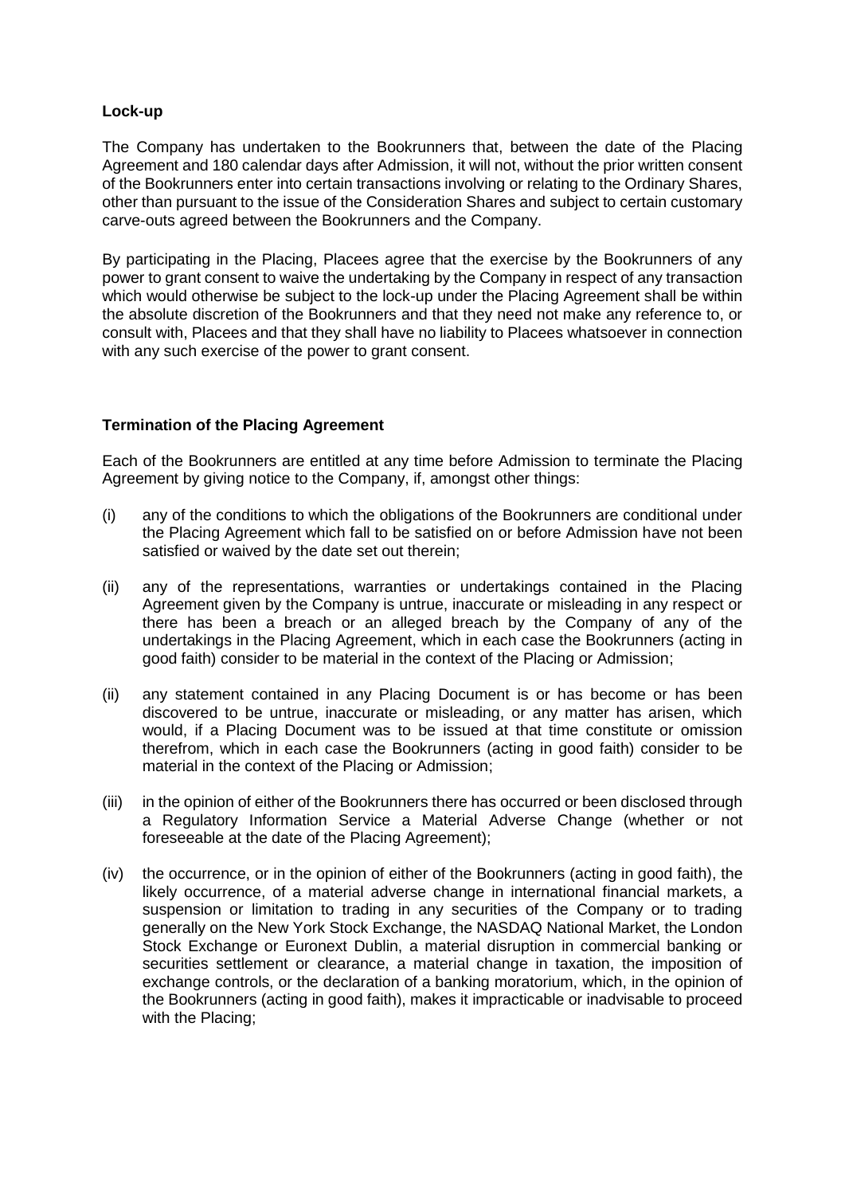**Lock-up**

The Company has undertaken to the Bookrunners that, between the date of the Placing Agreement and 180 calendar days after Admission, it will not, without the prior written consent of the Bookrunners enter into certain transactions involving or relating to the Ordinary Shares, other than pursuant to the issue of the Consideration Shares and subject to certain customary carve-outs agreed between the Bookrunners and the Company.

By participating in the Placing, Placees agree that the exercise by the Bookrunners of any power to grant consent to waive the undertaking by the Company in respect of any transaction which would otherwise be subject to the lock-up under the Placing Agreement shall be within the absolute discretion of the Bookrunners and that they need not make any reference to, or consult with, Placees and that they shall have no liability to Placees whatsoever in connection with any such exercise of the power to grant consent.

**Termination of the Placing Agreement**

Each of the Bookrunners are entitled at any time before Admission to terminate the Placing Agreement by giving notice to the Company, if, amongst other things:

(i) any of the conditions to which the obligations of the Bookrunners are conditional under the Placing Agreement which fall to be satisfied on or before Admission have not been satisfied or waived by the date set out therein;

(ii) any of the representations, warranties or undertakings contained in the Placing Agreement given by the Company is untrue, inaccurate or misleading in any respect or there has been a breach or an alleged breach by the Company of any of the undertakings in the Placing Agreement, which in each case the Bookrunners (acting in good faith) consider to be material in the context of the Placing or Admission;

(ii) any statement contained in any Placing Document is or has become or has been discovered to be untrue, inaccurate or misleading, or any matter has arisen, which would, if a Placing Document was to be issued at that time constitute or omission therefrom, which in each case the Bookrunners (acting in good faith) consider to be material in the context of the Placing or Admission;

(iii) in the opinion of either of the Bookrunners there has occurred or been disclosed through a Regulatory Information Service a Material Adverse Change (whether or not foreseeable at the date of the Placing Agreement);

(iv) the occurrence, or in the opinion of either of the Bookrunners (acting in good faith), the likely occurrence, of a material adverse change in international financial markets, a suspension or limitation to trading in any securities of the Company or to trading generally on the New York Stock Exchange, the NASDAQ National Market, the London Stock Exchange or Euronext Dublin, a material disruption in commercial banking or securities settlement or clearance, a material change in taxation, the imposition of exchange controls, or the declaration of a banking moratorium, which, in the opinion of the Bookrunners (acting in good faith), makes it impracticable or inadvisable to proceed with the Placing;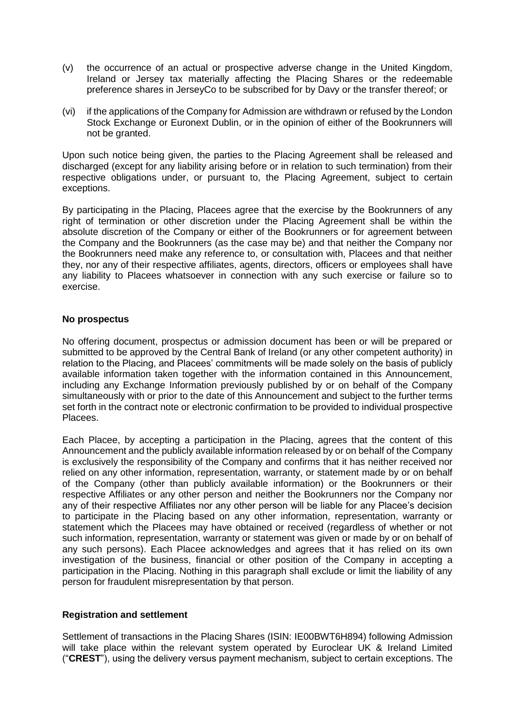(v) the occurrence of an actual or prospective adverse change in the United Kingdom, Ireland or Jersey tax materially affecting the Placing Shares or the redeemable preference shares in JerseyCo to be subscribed for by Davy or the transfer thereof; or

(vi) if the applications of the Company for Admission are withdrawn or refused by the London Stock Exchange or Euronext Dublin, or in the opinion of either of the Bookrunners will not be granted.

Upon such notice being given, the parties to the Placing Agreement shall be released and discharged (except for any liability arising before or in relation to such termination) from their respective obligations under, or pursuant to, the Placing Agreement, subject to certain exceptions.

By participating in the Placing, Placees agree that the exercise by the Bookrunners of any right of termination or other discretion under the Placing Agreement shall be within the absolute discretion of the Company or either of the Bookrunners or for agreement between the Company and the Bookrunners (as the case may be) and that neither the Company nor the Bookrunners need make any reference to, or consultation with, Placees and that neither they, nor any of their respective affiliates, agents, directors, officers or employees shall have any liability to Placees whatsoever in connection with any such exercise or failure so to exercise.

**No prospectus**

No offering document, prospectus or admission document has been or will be prepared or submitted to be approved by the Central Bank of Ireland (or any other competent authority) in relation to the Placing, and Placees' commitments will be made solely on the basis of publicly available information taken together with the information contained in this Announcement, including any Exchange Information previously published by or on behalf of the Company simultaneously with or prior to the date of this Announcement and subject to the further terms set forth in the contract note or electronic confirmation to be provided to individual prospective Placees.

Each Placee, by accepting a participation in the Placing, agrees that the content of this Announcement and the publicly available information released by or on behalf of the Company is exclusively the responsibility of the Company and confirms that it has neither received nor relied on any other information, representation, warranty, or statement made by or on behalf of the Company (other than publicly available information) or the Bookrunners or their respective Affiliates or any other person and neither the Bookrunners nor the Company nor any of their respective Affiliates nor any other person will be liable for any Placee's decision to participate in the Placing based on any other information, representation, warranty or statement which the Placees may have obtained or received (regardless of whether or not such information, representation, warranty or statement was given or made by or on behalf of any such persons). Each Placee acknowledges and agrees that it has relied on its own investigation of the business, financial or other position of the Company in accepting a participation in the Placing. Nothing in this paragraph shall exclude or limit the liability of any person for fraudulent misrepresentation by that person.

**Registration and settlement**

Settlement of transactions in the Placing Shares (ISIN: IE00BWT6H894) following Admission will take place within the relevant system operated by Euroclear UK & Ireland Limited ("**CREST**"), using the delivery versus payment mechanism, subject to certain exceptions. The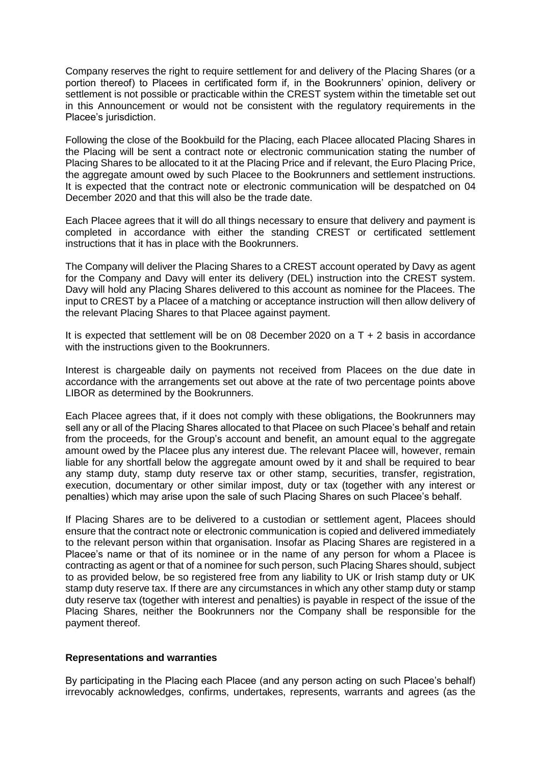Company reserves the right to require settlement for and delivery of the Placing Shares (or a portion thereof) to Placees in certificated form if, in the Bookrunners' opinion, delivery or settlement is not possible or practicable within the CREST system within the timetable set out in this Announcement or would not be consistent with the regulatory requirements in the Placee's jurisdiction.

Following the close of the Bookbuild for the Placing, each Placee allocated Placing Shares in the Placing will be sent a contract note or electronic communication stating the number of Placing Shares to be allocated to it at the Placing Price and if relevant, the Euro Placing Price, the aggregate amount owed by such Placee to the Bookrunners and settlement instructions. It is expected that the contract note or electronic communication will be despatched on 04 December 2020 and that this will also be the trade date.

Each Placee agrees that it will do all things necessary to ensure that delivery and payment is completed in accordance with either the standing CREST or certificated settlement instructions that it has in place with the Bookrunners.

The Company will deliver the Placing Shares to a CREST account operated by Davy as agent for the Company and Davy will enter its delivery (DEL) instruction into the CREST system. Davy will hold any Placing Shares delivered to this account as nominee for the Placees. The input to CREST by a Placee of a matching or acceptance instruction will then allow delivery of the relevant Placing Shares to that Placee against payment.

It is expected that settlement will be on 08 December 2020 on a T + 2 basis in accordance with the instructions given to the Bookrunners.

Interest is chargeable daily on payments not received from Placees on the due date in accordance with the arrangements set out above at the rate of two percentage points above LIBOR as determined by the Bookrunners.

Each Placee agrees that, if it does not comply with these obligations, the Bookrunners may sell any or all of the Placing Shares allocated to that Placee on such Placee's behalf and retain from the proceeds, for the Group's account and benefit, an amount equal to the aggregate amount owed by the Placee plus any interest due. The relevant Placee will, however, remain liable for any shortfall below the aggregate amount owed by it and shall be required to bear any stamp duty, stamp duty reserve tax or other stamp, securities, transfer, registration, execution, documentary or other similar impost, duty or tax (together with any interest or penalties) which may arise upon the sale of such Placing Shares on such Placee's behalf.

If Placing Shares are to be delivered to a custodian or settlement agent, Placees should ensure that the contract note or electronic communication is copied and delivered immediately to the relevant person within that organisation. Insofar as Placing Shares are registered in a Placee's name or that of its nominee or in the name of any person for whom a Placee is contracting as agent or that of a nominee for such person, such Placing Shares should, subject to as provided below, be so registered free from any liability to UK or Irish stamp duty or UK stamp duty reserve tax. If there are any circumstances in which any other stamp duty or stamp duty reserve tax (together with interest and penalties) is payable in respect of the issue of the Placing Shares, neither the Bookrunners nor the Company shall be responsible for the payment thereof.

**Representations and warranties**

By participating in the Placing each Placee (and any person acting on such Placee's behalf) irrevocably acknowledges, confirms, undertakes, represents, warrants and agrees (as the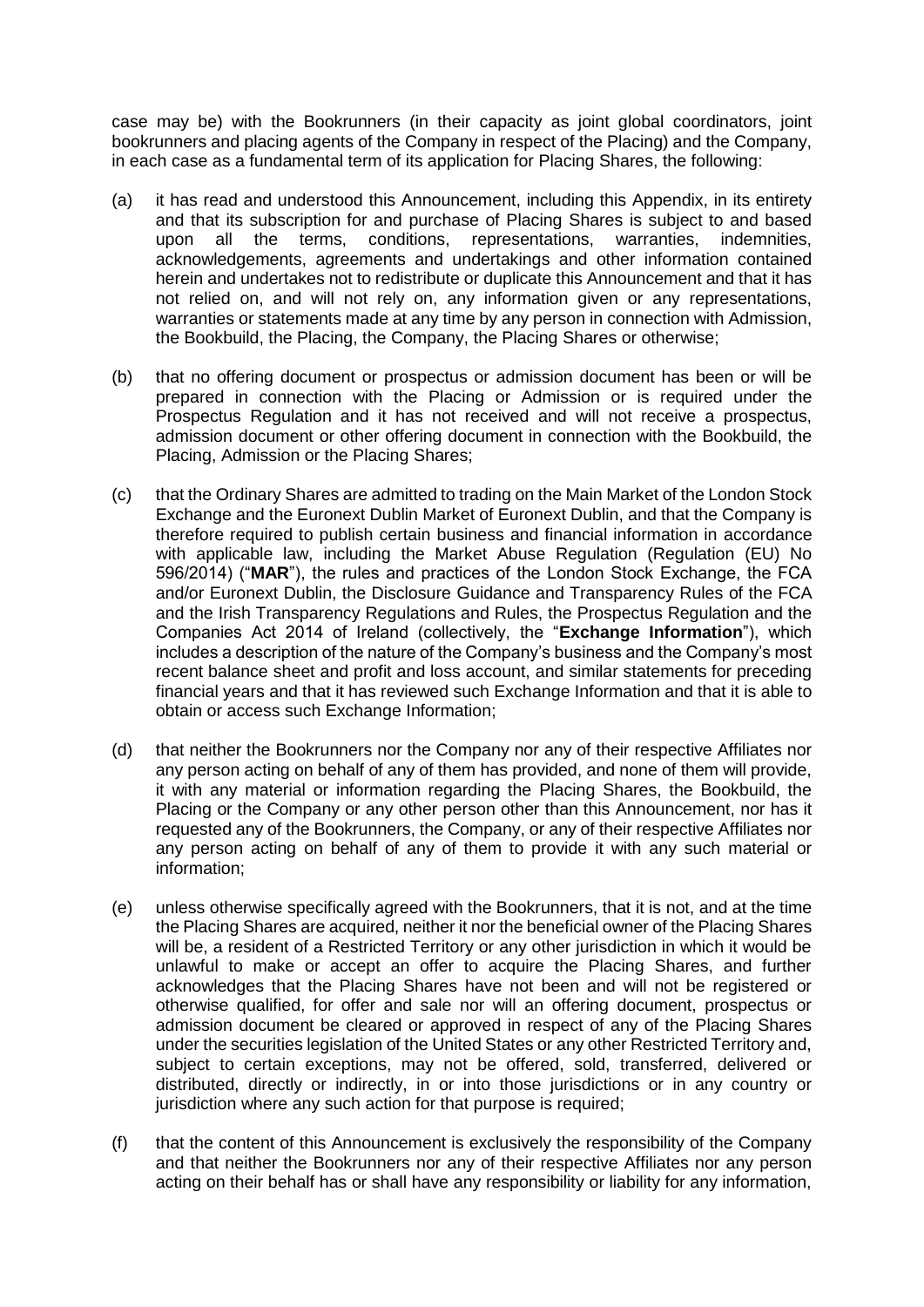case may be) with the Bookrunners (in their capacity as joint global coordinators, joint bookrunners and placing agents of the Company in respect of the Placing) and the Company, in each case as a fundamental term of its application for Placing Shares, the following:

(a) it has read and understood this Announcement, including this Appendix, in its entirety and that its subscription for and purchase of Placing Shares is subject to and based upon all the terms, conditions, representations, warranties, indemnities, acknowledgements, agreements and undertakings and other information contained herein and undertakes not to redistribute or duplicate this Announcement and that it has not relied on, and will not rely on, any information given or any representations, warranties or statements made at any time by any person in connection with Admission, the Bookbuild, the Placing, the Company, the Placing Shares or otherwise;

(b) that no offering document or prospectus or admission document has been or will be prepared in connection with the Placing or Admission or is required under the Prospectus Regulation and it has not received and will not receive a prospectus, admission document or other offering document in connection with the Bookbuild, the Placing, Admission or the Placing Shares;

(c) that the Ordinary Shares are admitted to trading on the Main Market of the London Stock Exchange and the Euronext Dublin Market of Euronext Dublin, and that the Company is therefore required to publish certain business and financial information in accordance with applicable law, including the Market Abuse Regulation (Regulation (EU) No 596/2014) ("**MAR**"), the rules and practices of the London Stock Exchange, the FCA and/or Euronext Dublin, the Disclosure Guidance and Transparency Rules of the FCA and the Irish Transparency Regulations and Rules, the Prospectus Regulation and the Companies Act 2014 of Ireland (collectively, the "**Exchange Information**"), which includes a description of the nature of the Company's business and the Company's most recent balance sheet and profit and loss account, and similar statements for preceding financial years and that it has reviewed such Exchange Information and that it is able to obtain or access such Exchange Information;

(d) that neither the Bookrunners nor the Company nor any of their respective Affiliates nor any person acting on behalf of any of them has provided, and none of them will provide, it with any material or information regarding the Placing Shares, the Bookbuild, the Placing or the Company or any other person other than this Announcement, nor has it requested any of the Bookrunners, the Company, or any of their respective Affiliates nor any person acting on behalf of any of them to provide it with any such material or information;

(e) unless otherwise specifically agreed with the Bookrunners, that it is not, and at the time the Placing Shares are acquired, neither it nor the beneficial owner of the Placing Shares will be, a resident of a Restricted Territory or any other jurisdiction in which it would be unlawful to make or accept an offer to acquire the Placing Shares, and further acknowledges that the Placing Shares have not been and will not be registered or otherwise qualified, for offer and sale nor will an offering document, prospectus or admission document be cleared or approved in respect of any of the Placing Shares under the securities legislation of the United States or any other Restricted Territory and, subject to certain exceptions, may not be offered, sold, transferred, delivered or distributed, directly or indirectly, in or into those jurisdictions or in any country or jurisdiction where any such action for that purpose is required;

(f) that the content of this Announcement is exclusively the responsibility of the Company and that neither the Bookrunners nor any of their respective Affiliates nor any person acting on their behalf has or shall have any responsibility or liability for any information,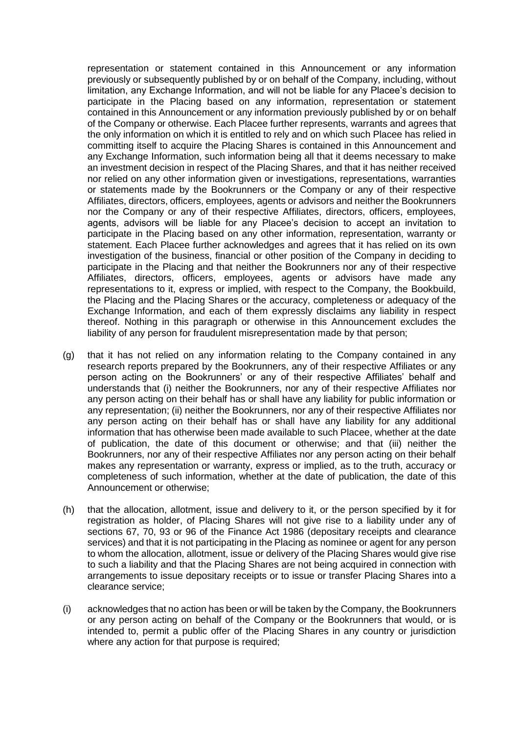representation or statement contained in this Announcement or any information previously or subsequently published by or on behalf of the Company, including, without limitation, any Exchange Information, and will not be liable for any Placee's decision to participate in the Placing based on any information, representation or statement contained in this Announcement or any information previously published by or on behalf of the Company or otherwise. Each Placee further represents, warrants and agrees that the only information on which it is entitled to rely and on which such Placee has relied in committing itself to acquire the Placing Shares is contained in this Announcement and any Exchange Information, such information being all that it deems necessary to make an investment decision in respect of the Placing Shares, and that it has neither received nor relied on any other information given or investigations, representations, warranties or statements made by the Bookrunners or the Company or any of their respective Affiliates, directors, officers, employees, agents or advisors and neither the Bookrunners nor the Company or any of their respective Affiliates, directors, officers, employees, agents, advisors will be liable for any Placee's decision to accept an invitation to participate in the Placing based on any other information, representation, warranty or statement. Each Placee further acknowledges and agrees that it has relied on its own investigation of the business, financial or other position of the Company in deciding to participate in the Placing and that neither the Bookrunners nor any of their respective Affiliates, directors, officers, employees, agents or advisors have made any representations to it, express or implied, with respect to the Company, the Bookbuild, the Placing and the Placing Shares or the accuracy, completeness or adequacy of the Exchange Information, and each of them expressly disclaims any liability in respect thereof. Nothing in this paragraph or otherwise in this Announcement excludes the liability of any person for fraudulent misrepresentation made by that person;

(g) that it has not relied on any information relating to the Company contained in any research reports prepared by the Bookrunners, any of their respective Affiliates or any person acting on the Bookrunners' or any of their respective Affiliates' behalf and understands that (i) neither the Bookrunners, nor any of their respective Affiliates nor any person acting on their behalf has or shall have any liability for public information or any representation; (ii) neither the Bookrunners, nor any of their respective Affiliates nor any person acting on their behalf has or shall have any liability for any additional information that has otherwise been made available to such Placee, whether at the date of publication, the date of this document or otherwise; and that (iii) neither the Bookrunners, nor any of their respective Affiliates nor any person acting on their behalf makes any representation or warranty, express or implied, as to the truth, accuracy or completeness of such information, whether at the date of publication, the date of this Announcement or otherwise;

(h) that the allocation, allotment, issue and delivery to it, or the person specified by it for registration as holder, of Placing Shares will not give rise to a liability under any of sections 67, 70, 93 or 96 of the Finance Act 1986 (depositary receipts and clearance services) and that it is not participating in the Placing as nominee or agent for any person to whom the allocation, allotment, issue or delivery of the Placing Shares would give rise to such a liability and that the Placing Shares are not being acquired in connection with arrangements to issue depositary receipts or to issue or transfer Placing Shares into a clearance service;

(i) acknowledges that no action has been or will be taken by the Company, the Bookrunners or any person acting on behalf of the Company or the Bookrunners that would, or is intended to, permit a public offer of the Placing Shares in any country or jurisdiction where any action for that purpose is required;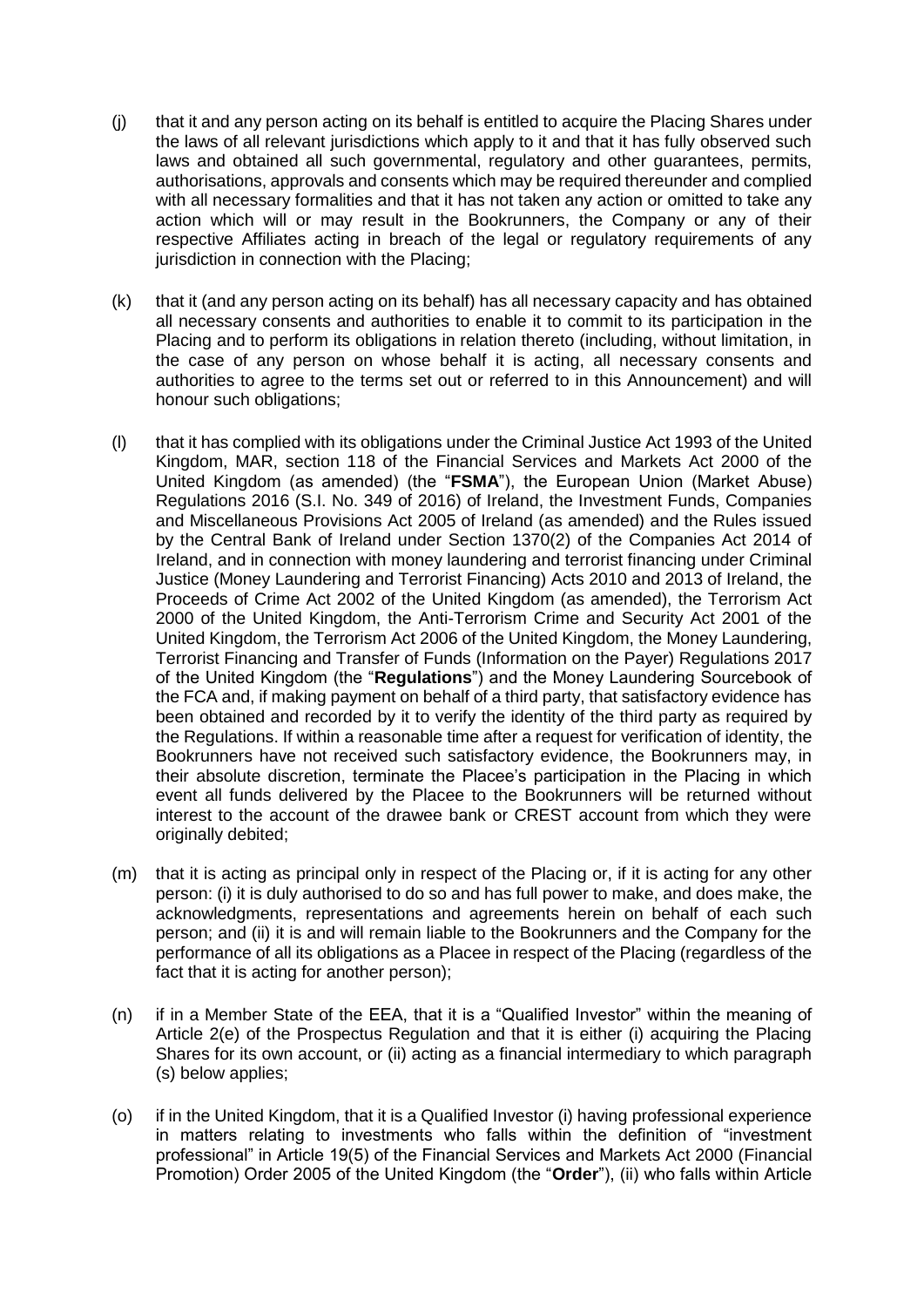(j) that it and any person acting on its behalf is entitled to acquire the Placing Shares under the laws of all relevant jurisdictions which apply to it and that it has fully observed such laws and obtained all such governmental, regulatory and other guarantees, permits, authorisations, approvals and consents which may be required thereunder and complied with all necessary formalities and that it has not taken any action or omitted to take any action which will or may result in the Bookrunners, the Company or any of their respective Affiliates acting in breach of the legal or regulatory requirements of any jurisdiction in connection with the Placing;

(k) that it (and any person acting on its behalf) has all necessary capacity and has obtained all necessary consents and authorities to enable it to commit to its participation in the Placing and to perform its obligations in relation thereto (including, without limitation, in the case of any person on whose behalf it is acting, all necessary consents and authorities to agree to the terms set out or referred to in this Announcement) and will honour such obligations;

(l) that it has complied with its obligations under the Criminal Justice Act 1993 of the United Kingdom, MAR, section 118 of the Financial Services and Markets Act 2000 of the United Kingdom (as amended) (the "**FSMA**"), the European Union (Market Abuse) Regulations 2016 (S.I. No. 349 of 2016) of Ireland, the Investment Funds, Companies and Miscellaneous Provisions Act 2005 of Ireland (as amended) and the Rules issued by the Central Bank of Ireland under Section 1370(2) of the Companies Act 2014 of Ireland, and in connection with money laundering and terrorist financing under Criminal Justice (Money Laundering and Terrorist Financing) Acts 2010 and 2013 of Ireland, the Proceeds of Crime Act 2002 of the United Kingdom (as amended), the Terrorism Act 2000 of the United Kingdom, the Anti-Terrorism Crime and Security Act 2001 of the United Kingdom, the Terrorism Act 2006 of the United Kingdom, the Money Laundering, Terrorist Financing and Transfer of Funds (Information on the Payer) Regulations 2017 of the United Kingdom (the "**Regulations**") and the Money Laundering Sourcebook of the FCA and, if making payment on behalf of a third party, that satisfactory evidence has been obtained and recorded by it to verify the identity of the third party as required by the Regulations. If within a reasonable time after a request for verification of identity, the Bookrunners have not received such satisfactory evidence, the Bookrunners may, in their absolute discretion, terminate the Placee's participation in the Placing in which event all funds delivered by the Placee to the Bookrunners will be returned without interest to the account of the drawee bank or CREST account from which they were originally debited;

(m) that it is acting as principal only in respect of the Placing or, if it is acting for any other person: (i) it is duly authorised to do so and has full power to make, and does make, the acknowledgments, representations and agreements herein on behalf of each such person; and (ii) it is and will remain liable to the Bookrunners and the Company for the performance of all its obligations as a Placee in respect of the Placing (regardless of the fact that it is acting for another person);

(n) if in a Member State of the EEA, that it is a "Qualified Investor" within the meaning of Article 2(e) of the Prospectus Regulation and that it is either (i) acquiring the Placing Shares for its own account, or (ii) acting as a financial intermediary to which paragraph (s) below applies;

(o) if in the United Kingdom, that it is a Qualified Investor (i) having professional experience in matters relating to investments who falls within the definition of "investment professional" in Article 19(5) of the Financial Services and Markets Act 2000 (Financial Promotion) Order 2005 of the United Kingdom (the "**Order**"), (ii) who falls within Article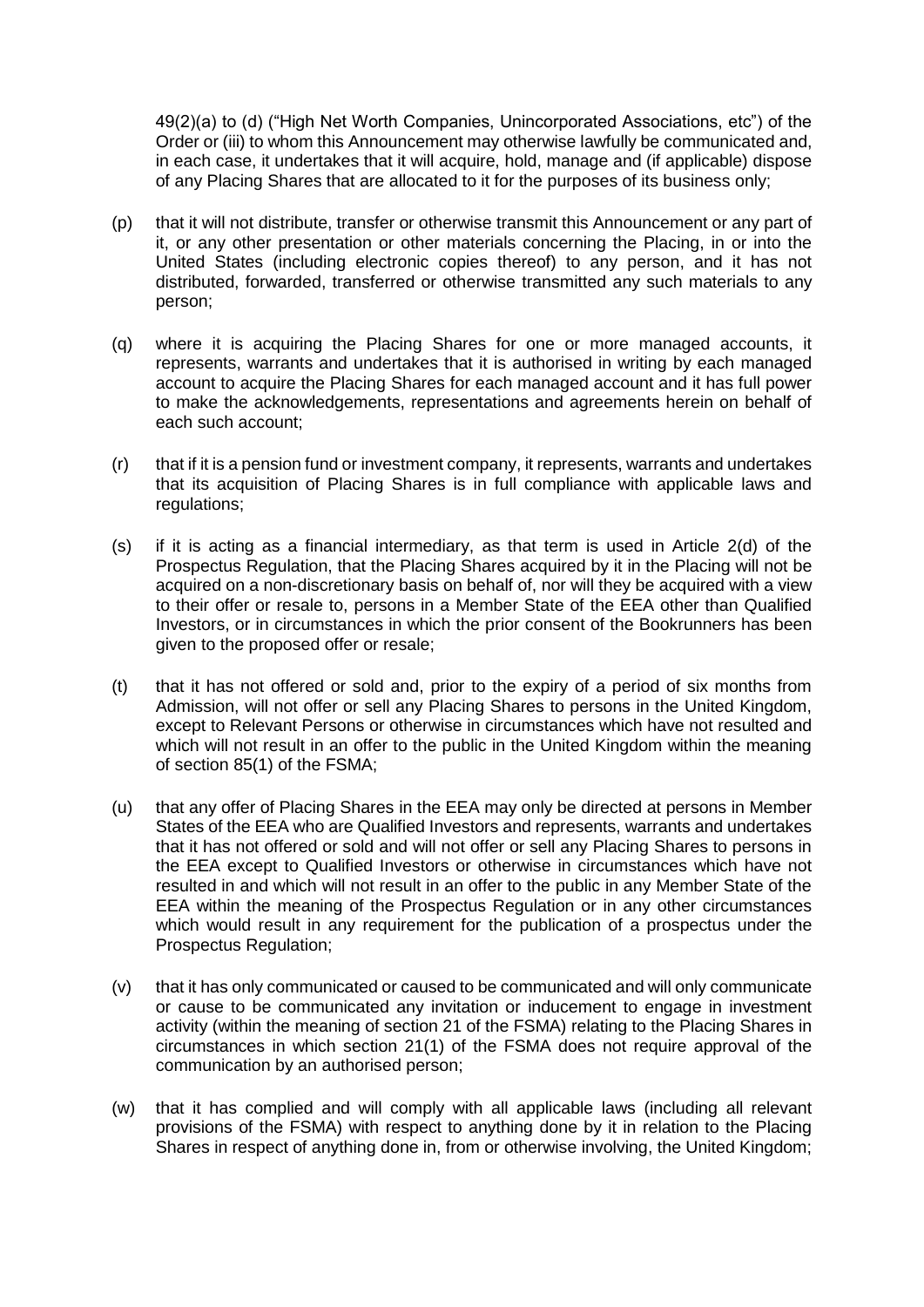49(2)(a) to (d) ("High Net Worth Companies, Unincorporated Associations, etc") of the Order or (iii) to whom this Announcement may otherwise lawfully be communicated and, in each case, it undertakes that it will acquire, hold, manage and (if applicable) dispose of any Placing Shares that are allocated to it for the purposes of its business only;

(p) that it will not distribute, transfer or otherwise transmit this Announcement or any part of it, or any other presentation or other materials concerning the Placing, in or into the United States (including electronic copies thereof) to any person, and it has not distributed, forwarded, transferred or otherwise transmitted any such materials to any person;

(q) where it is acquiring the Placing Shares for one or more managed accounts, it represents, warrants and undertakes that it is authorised in writing by each managed account to acquire the Placing Shares for each managed account and it has full power to make the acknowledgements, representations and agreements herein on behalf of each such account;

(r) that if it is a pension fund or investment company, it represents, warrants and undertakes that its acquisition of Placing Shares is in full compliance with applicable laws and regulations;

(s) if it is acting as a financial intermediary, as that term is used in Article 2(d) of the Prospectus Regulation, that the Placing Shares acquired by it in the Placing will not be acquired on a non-discretionary basis on behalf of, nor will they be acquired with a view to their offer or resale to, persons in a Member State of the EEA other than Qualified Investors, or in circumstances in which the prior consent of the Bookrunners has been given to the proposed offer or resale;

(t) that it has not offered or sold and, prior to the expiry of a period of six months from Admission, will not offer or sell any Placing Shares to persons in the United Kingdom, except to Relevant Persons or otherwise in circumstances which have not resulted and which will not result in an offer to the public in the United Kingdom within the meaning of section 85(1) of the FSMA;

(u) that any offer of Placing Shares in the EEA may only be directed at persons in Member States of the EEA who are Qualified Investors and represents, warrants and undertakes that it has not offered or sold and will not offer or sell any Placing Shares to persons in the EEA except to Qualified Investors or otherwise in circumstances which have not resulted in and which will not result in an offer to the public in any Member State of the EEA within the meaning of the Prospectus Regulation or in any other circumstances which would result in any requirement for the publication of a prospectus under the Prospectus Regulation;

(v) that it has only communicated or caused to be communicated and will only communicate or cause to be communicated any invitation or inducement to engage in investment activity (within the meaning of section 21 of the FSMA) relating to the Placing Shares in circumstances in which section 21(1) of the FSMA does not require approval of the communication by an authorised person;

(w) that it has complied and will comply with all applicable laws (including all relevant provisions of the FSMA) with respect to anything done by it in relation to the Placing Shares in respect of anything done in, from or otherwise involving, the United Kingdom;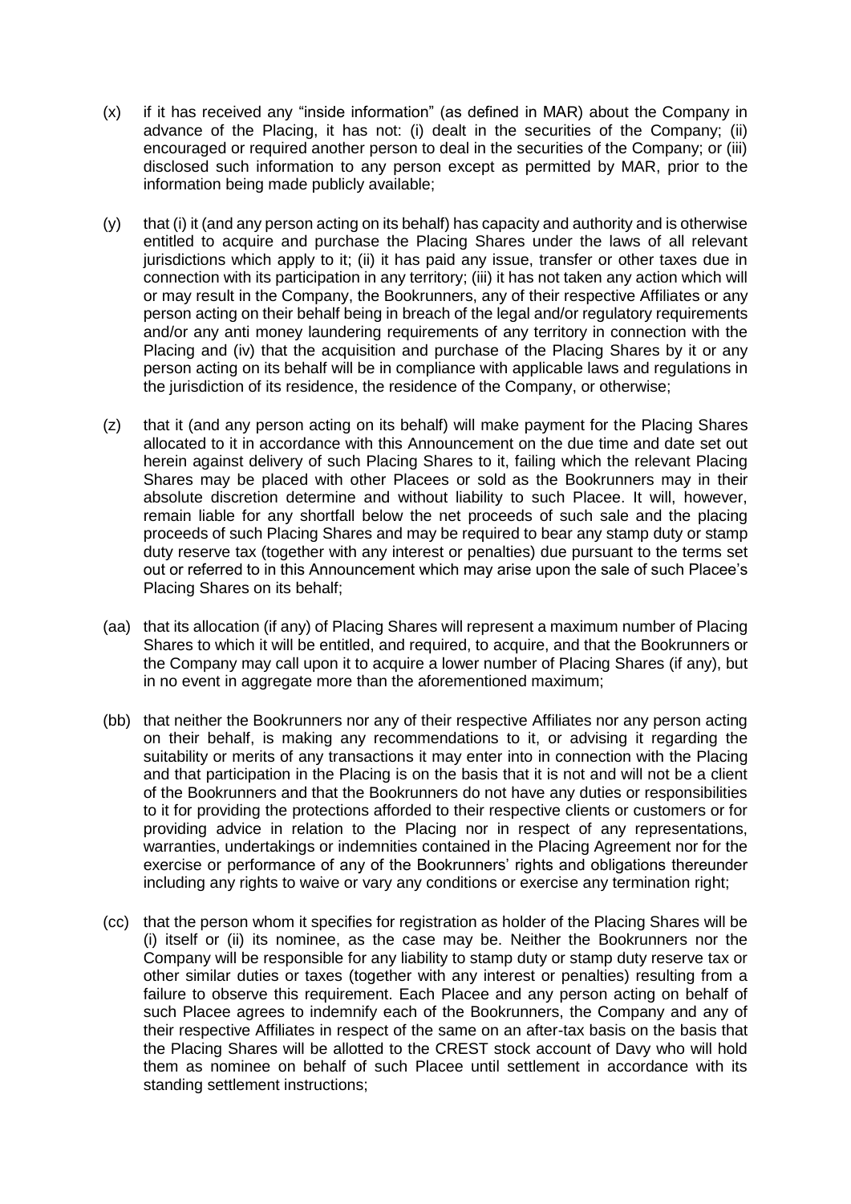(x) if it has received any "inside information" (as defined in MAR) about the Company in advance of the Placing, it has not: (i) dealt in the securities of the Company; (ii) encouraged or required another person to deal in the securities of the Company; or (iii) disclosed such information to any person except as permitted by MAR, prior to the information being made publicly available;

(y) that (i) it (and any person acting on its behalf) has capacity and authority and is otherwise entitled to acquire and purchase the Placing Shares under the laws of all relevant jurisdictions which apply to it; (ii) it has paid any issue, transfer or other taxes due in connection with its participation in any territory; (iii) it has not taken any action which will or may result in the Company, the Bookrunners, any of their respective Affiliates or any person acting on their behalf being in breach of the legal and/or regulatory requirements and/or any anti money laundering requirements of any territory in connection with the Placing and (iv) that the acquisition and purchase of the Placing Shares by it or any person acting on its behalf will be in compliance with applicable laws and regulations in the jurisdiction of its residence, the residence of the Company, or otherwise;

(z) that it (and any person acting on its behalf) will make payment for the Placing Shares allocated to it in accordance with this Announcement on the due time and date set out herein against delivery of such Placing Shares to it, failing which the relevant Placing Shares may be placed with other Placees or sold as the Bookrunners may in their absolute discretion determine and without liability to such Placee. It will, however, remain liable for any shortfall below the net proceeds of such sale and the placing proceeds of such Placing Shares and may be required to bear any stamp duty or stamp duty reserve tax (together with any interest or penalties) due pursuant to the terms set out or referred to in this Announcement which may arise upon the sale of such Placee's Placing Shares on its behalf;

(aa) that its allocation (if any) of Placing Shares will represent a maximum number of Placing Shares to which it will be entitled, and required, to acquire, and that the Bookrunners or the Company may call upon it to acquire a lower number of Placing Shares (if any), but in no event in aggregate more than the aforementioned maximum;

(bb) that neither the Bookrunners nor any of their respective Affiliates nor any person acting on their behalf, is making any recommendations to it, or advising it regarding the suitability or merits of any transactions it may enter into in connection with the Placing and that participation in the Placing is on the basis that it is not and will not be a client of the Bookrunners and that the Bookrunners do not have any duties or responsibilities to it for providing the protections afforded to their respective clients or customers or for providing advice in relation to the Placing nor in respect of any representations, warranties, undertakings or indemnities contained in the Placing Agreement nor for the exercise or performance of any of the Bookrunners' rights and obligations thereunder including any rights to waive or vary any conditions or exercise any termination right;

(cc) that the person whom it specifies for registration as holder of the Placing Shares will be (i) itself or (ii) its nominee, as the case may be. Neither the Bookrunners nor the Company will be responsible for any liability to stamp duty or stamp duty reserve tax or other similar duties or taxes (together with any interest or penalties) resulting from a failure to observe this requirement. Each Placee and any person acting on behalf of such Placee agrees to indemnify each of the Bookrunners, the Company and any of their respective Affiliates in respect of the same on an after-tax basis on the basis that the Placing Shares will be allotted to the CREST stock account of Davy who will hold them as nominee on behalf of such Placee until settlement in accordance with its standing settlement instructions;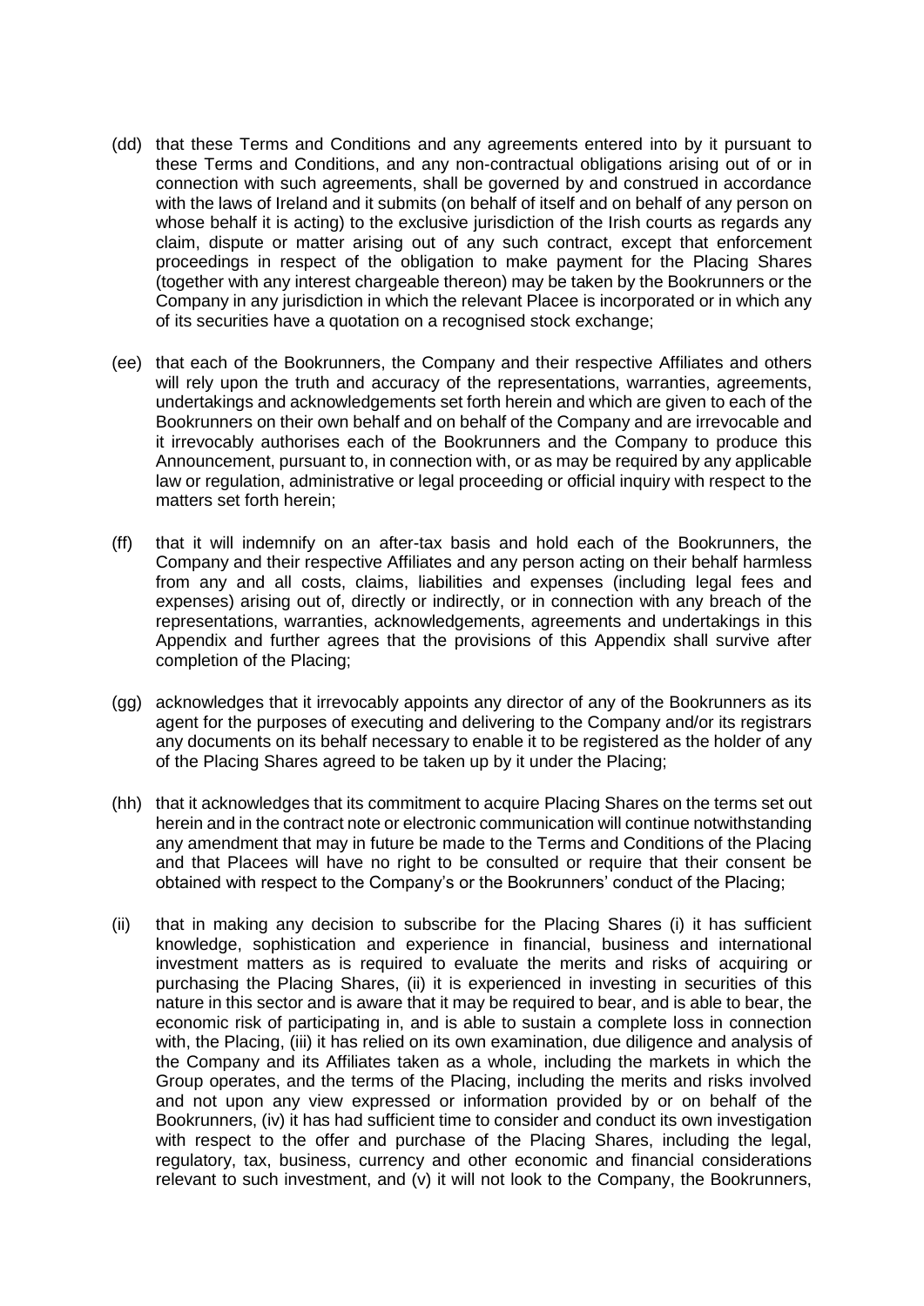(dd) that these Terms and Conditions and any agreements entered into by it pursuant to these Terms and Conditions, and any non-contractual obligations arising out of or in connection with such agreements, shall be governed by and construed in accordance with the laws of Ireland and it submits (on behalf of itself and on behalf of any person on whose behalf it is acting) to the exclusive jurisdiction of the Irish courts as regards any claim, dispute or matter arising out of any such contract, except that enforcement proceedings in respect of the obligation to make payment for the Placing Shares (together with any interest chargeable thereon) may be taken by the Bookrunners or the Company in any jurisdiction in which the relevant Placee is incorporated or in which any of its securities have a quotation on a recognised stock exchange;

(ee) that each of the Bookrunners, the Company and their respective Affiliates and others will rely upon the truth and accuracy of the representations, warranties, agreements, undertakings and acknowledgements set forth herein and which are given to each of the Bookrunners on their own behalf and on behalf of the Company and are irrevocable and it irrevocably authorises each of the Bookrunners and the Company to produce this Announcement, pursuant to, in connection with, or as may be required by any applicable law or regulation, administrative or legal proceeding or official inquiry with respect to the matters set forth herein;

(ff) that it will indemnify on an after-tax basis and hold each of the Bookrunners, the Company and their respective Affiliates and any person acting on their behalf harmless from any and all costs, claims, liabilities and expenses (including legal fees and expenses) arising out of, directly or indirectly, or in connection with any breach of the representations, warranties, acknowledgements, agreements and undertakings in this Appendix and further agrees that the provisions of this Appendix shall survive after completion of the Placing;

(gg) acknowledges that it irrevocably appoints any director of any of the Bookrunners as its agent for the purposes of executing and delivering to the Company and/or its registrars any documents on its behalf necessary to enable it to be registered as the holder of any of the Placing Shares agreed to be taken up by it under the Placing;

(hh) that it acknowledges that its commitment to acquire Placing Shares on the terms set out herein and in the contract note or electronic communication will continue notwithstanding any amendment that may in future be made to the Terms and Conditions of the Placing and that Placees will have no right to be consulted or require that their consent be obtained with respect to the Company's or the Bookrunners' conduct of the Placing;

(ii) that in making any decision to subscribe for the Placing Shares (i) it has sufficient knowledge, sophistication and experience in financial, business and international investment matters as is required to evaluate the merits and risks of acquiring or purchasing the Placing Shares, (ii) it is experienced in investing in securities of this nature in this sector and is aware that it may be required to bear, and is able to bear, the economic risk of participating in, and is able to sustain a complete loss in connection with, the Placing, (iii) it has relied on its own examination, due diligence and analysis of the Company and its Affiliates taken as a whole, including the markets in which the Group operates, and the terms of the Placing, including the merits and risks involved and not upon any view expressed or information provided by or on behalf of the Bookrunners, (iv) it has had sufficient time to consider and conduct its own investigation with respect to the offer and purchase of the Placing Shares, including the legal, regulatory, tax, business, currency and other economic and financial considerations relevant to such investment, and (v) it will not look to the Company, the Bookrunners,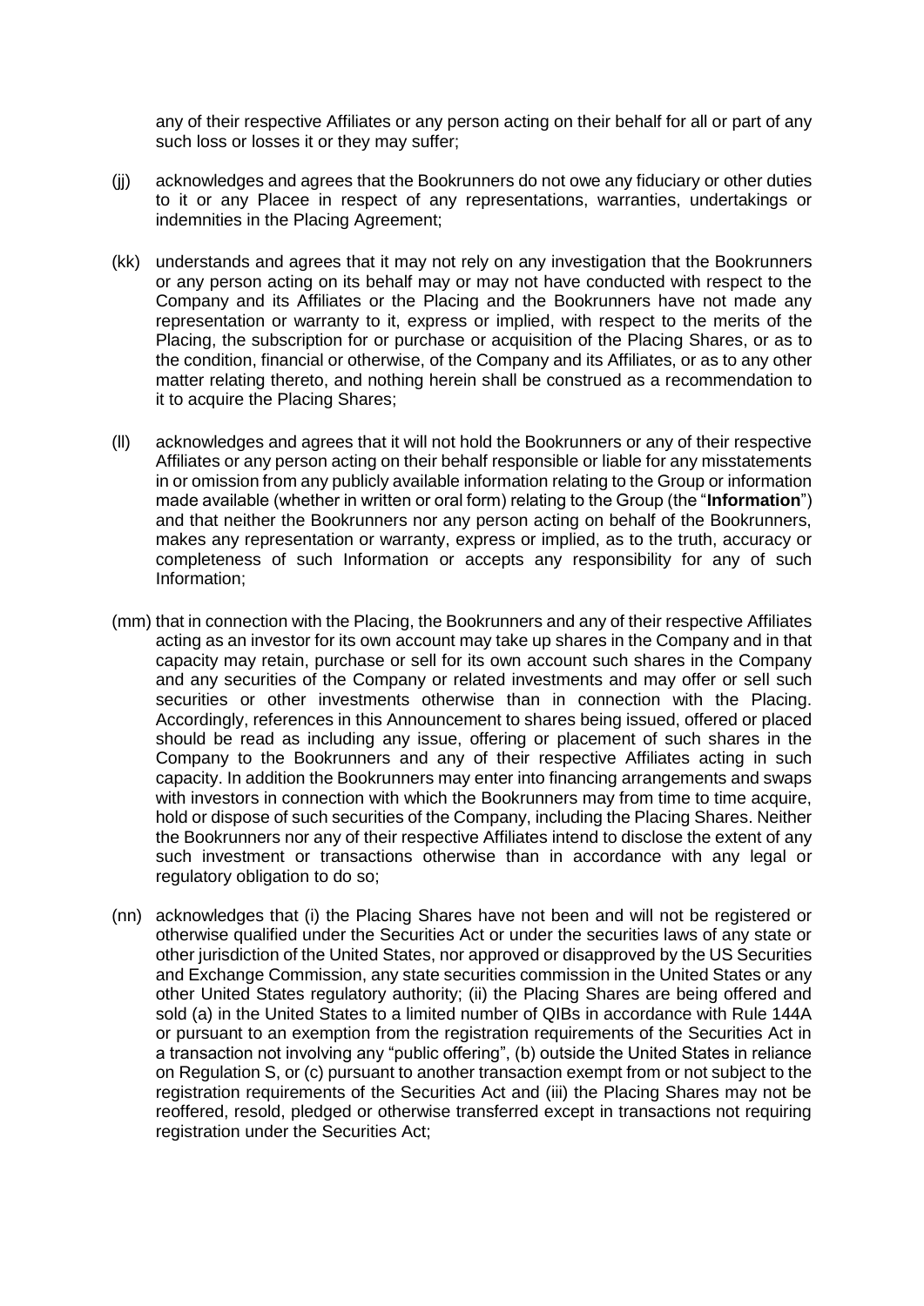any of their respective Affiliates or any person acting on their behalf for all or part of any such loss or losses it or they may suffer;

(jj) acknowledges and agrees that the Bookrunners do not owe any fiduciary or other duties to it or any Placee in respect of any representations, warranties, undertakings or indemnities in the Placing Agreement;

(kk) understands and agrees that it may not rely on any investigation that the Bookrunners or any person acting on its behalf may or may not have conducted with respect to the Company and its Affiliates or the Placing and the Bookrunners have not made any representation or warranty to it, express or implied, with respect to the merits of the Placing, the subscription for or purchase or acquisition of the Placing Shares, or as to the condition, financial or otherwise, of the Company and its Affiliates, or as to any other matter relating thereto, and nothing herein shall be construed as a recommendation to it to acquire the Placing Shares;

(ll) acknowledges and agrees that it will not hold the Bookrunners or any of their respective Affiliates or any person acting on their behalf responsible or liable for any misstatements in or omission from any publicly available information relating to the Group or information made available (whether in written or oral form) relating to the Group (the "**Information**") and that neither the Bookrunners nor any person acting on behalf of the Bookrunners, makes any representation or warranty, express or implied, as to the truth, accuracy or completeness of such Information or accepts any responsibility for any of such Information;

(mm) that in connection with the Placing, the Bookrunners and any of their respective Affiliates acting as an investor for its own account may take up shares in the Company and in that capacity may retain, purchase or sell for its own account such shares in the Company and any securities of the Company or related investments and may offer or sell such securities or other investments otherwise than in connection with the Placing. Accordingly, references in this Announcement to shares being issued, offered or placed should be read as including any issue, offering or placement of such shares in the Company to the Bookrunners and any of their respective Affiliates acting in such capacity. In addition the Bookrunners may enter into financing arrangements and swaps with investors in connection with which the Bookrunners may from time to time acquire, hold or dispose of such securities of the Company, including the Placing Shares. Neither the Bookrunners nor any of their respective Affiliates intend to disclose the extent of any such investment or transactions otherwise than in accordance with any legal or regulatory obligation to do so;

(nn) acknowledges that (i) the Placing Shares have not been and will not be registered or otherwise qualified under the Securities Act or under the securities laws of any state or other jurisdiction of the United States, nor approved or disapproved by the US Securities and Exchange Commission, any state securities commission in the United States or any other United States regulatory authority; (ii) the Placing Shares are being offered and sold (a) in the United States to a limited number of QIBs in accordance with Rule 144A or pursuant to an exemption from the registration requirements of the Securities Act in a transaction not involving any "public offering", (b) outside the United States in reliance on Regulation S, or (c) pursuant to another transaction exempt from or not subject to the registration requirements of the Securities Act and (iii) the Placing Shares may not be reoffered, resold, pledged or otherwise transferred except in transactions not requiring registration under the Securities Act;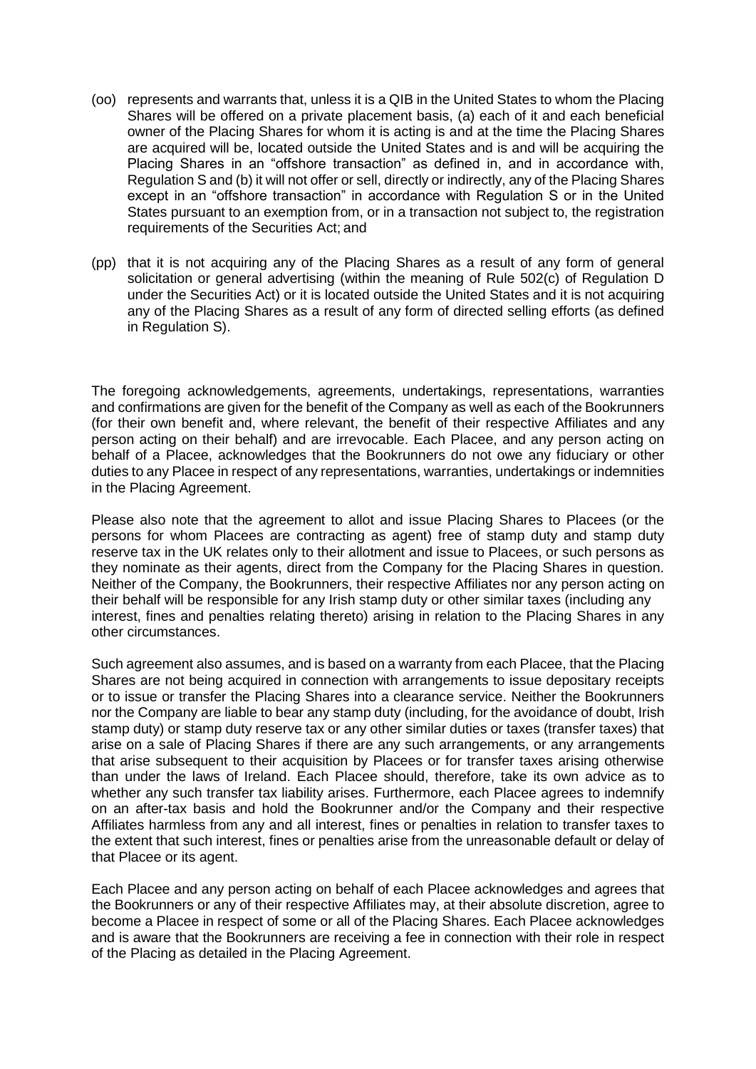(oo) represents and warrants that, unless it is a QIB in the United States to whom the Placing Shares will be offered on a private placement basis, (a) each of it and each beneficial owner of the Placing Shares for whom it is acting is and at the time the Placing Shares are acquired will be, located outside the United States and is and will be acquiring the Placing Shares in an "offshore transaction" as defined in, and in accordance with, Regulation S and (b) it will not offer or sell, directly or indirectly, any of the Placing Shares except in an "offshore transaction" in accordance with Regulation S or in the United States pursuant to an exemption from, or in a transaction not subject to, the registration requirements of the Securities Act; and

(pp) that it is not acquiring any of the Placing Shares as a result of any form of general solicitation or general advertising (within the meaning of Rule 502(c) of Regulation D under the Securities Act) or it is located outside the United States and it is not acquiring any of the Placing Shares as a result of any form of directed selling efforts (as defined in Regulation S).

The foregoing acknowledgements, agreements, undertakings, representations, warranties and confirmations are given for the benefit of the Company as well as each of the Bookrunners (for their own benefit and, where relevant, the benefit of their respective Affiliates and any person acting on their behalf) and are irrevocable. Each Placee, and any person acting on behalf of a Placee, acknowledges that the Bookrunners do not owe any fiduciary or other duties to any Placee in respect of any representations, warranties, undertakings or indemnities in the Placing Agreement.

Please also note that the agreement to allot and issue Placing Shares to Placees (or the persons for whom Placees are contracting as agent) free of stamp duty and stamp duty reserve tax in the UK relates only to their allotment and issue to Placees, or such persons as they nominate as their agents, direct from the Company for the Placing Shares in question. Neither of the Company, the Bookrunners, their respective Affiliates nor any person acting on their behalf will be responsible for any Irish stamp duty or other similar taxes (including any interest, fines and penalties relating thereto) arising in relation to the Placing Shares in any other circumstances.

Such agreement also assumes, and is based on a warranty from each Placee, that the Placing Shares are not being acquired in connection with arrangements to issue depositary receipts or to issue or transfer the Placing Shares into a clearance service. Neither the Bookrunners nor the Company are liable to bear any stamp duty (including, for the avoidance of doubt, Irish stamp duty) or stamp duty reserve tax or any other similar duties or taxes (transfer taxes) that arise on a sale of Placing Shares if there are any such arrangements, or any arrangements that arise subsequent to their acquisition by Placees or for transfer taxes arising otherwise than under the laws of Ireland. Each Placee should, therefore, take its own advice as to whether any such transfer tax liability arises. Furthermore, each Placee agrees to indemnify on an after-tax basis and hold the Bookrunner and/or the Company and their respective Affiliates harmless from any and all interest, fines or penalties in relation to transfer taxes to the extent that such interest, fines or penalties arise from the unreasonable default or delay of that Placee or its agent.

Each Placee and any person acting on behalf of each Placee acknowledges and agrees that the Bookrunners or any of their respective Affiliates may, at their absolute discretion, agree to become a Placee in respect of some or all of the Placing Shares. Each Placee acknowledges and is aware that the Bookrunners are receiving a fee in connection with their role in respect of the Placing as detailed in the Placing Agreement.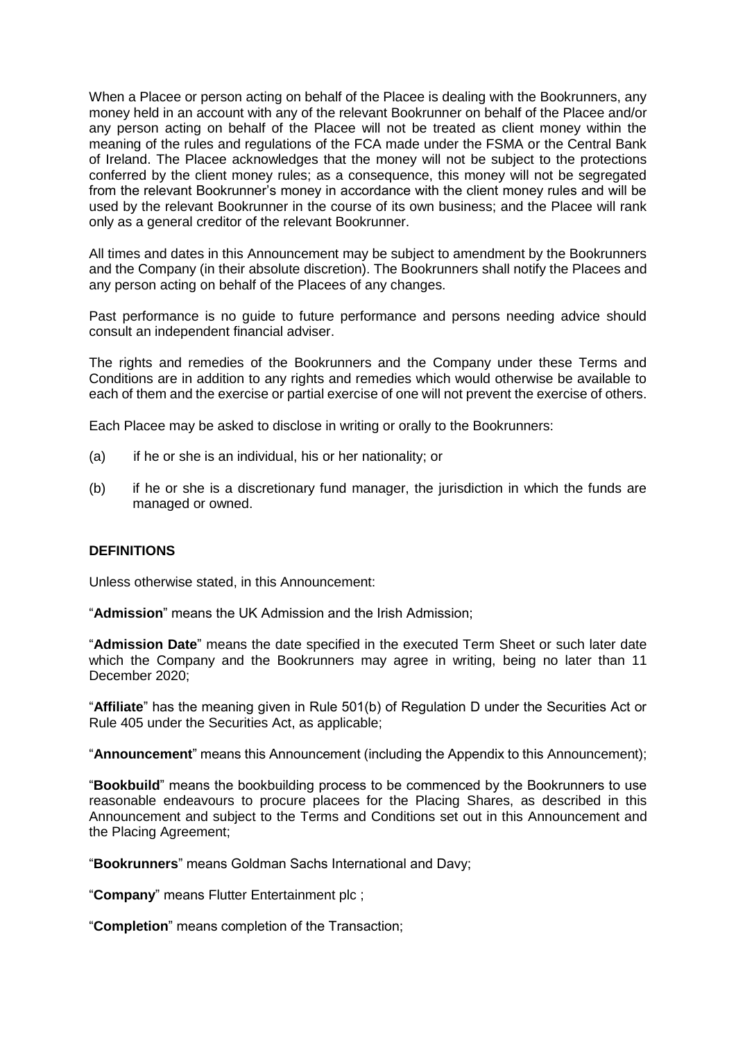When a Placee or person acting on behalf of the Placee is dealing with the Bookrunners, any money held in an account with any of the relevant Bookrunner on behalf of the Placee and/or any person acting on behalf of the Placee will not be treated as client money within the meaning of the rules and regulations of the FCA made under the FSMA or the Central Bank of Ireland. The Placee acknowledges that the money will not be subject to the protections conferred by the client money rules; as a consequence, this money will not be segregated from the relevant Bookrunner's money in accordance with the client money rules and will be used by the relevant Bookrunner in the course of its own business; and the Placee will rank only as a general creditor of the relevant Bookrunner.

All times and dates in this Announcement may be subject to amendment by the Bookrunners and the Company (in their absolute discretion). The Bookrunners shall notify the Placees and any person acting on behalf of the Placees of any changes.

Past performance is no guide to future performance and persons needing advice should consult an independent financial adviser.

The rights and remedies of the Bookrunners and the Company under these Terms and Conditions are in addition to any rights and remedies which would otherwise be available to each of them and the exercise or partial exercise of one will not prevent the exercise of others.

Each Placee may be asked to disclose in writing or orally to the Bookrunners:

(a) if he or she is an individual, his or her nationality; or

(b) if he or she is a discretionary fund manager, the jurisdiction in which the funds are managed or owned.

## DEFINITIONS

Unless otherwise stated, in this Announcement:

"**Admission**" means the UK Admission and the Irish Admission;

"**Admission Date**" means the date specified in the executed Term Sheet or such later date which the Company and the Bookrunners may agree in writing, being no later than 11 December 2020;

"**Affiliate**" has the meaning given in Rule 501(b) of Regulation D under the Securities Act or Rule 405 under the Securities Act, as applicable;

"**Announcement**" means this Announcement (including the Appendix to this Announcement);

"**Bookbuild**" means the bookbuilding process to be commenced by the Bookrunners to use reasonable endeavours to procure placees for the Placing Shares, as described in this Announcement and subject to the Terms and Conditions set out in this Announcement and the Placing Agreement;

"**Bookrunners**" means Goldman Sachs International and Davy;

"**Company**" means Flutter Entertainment plc ;

"**Completion**" means completion of the Transaction;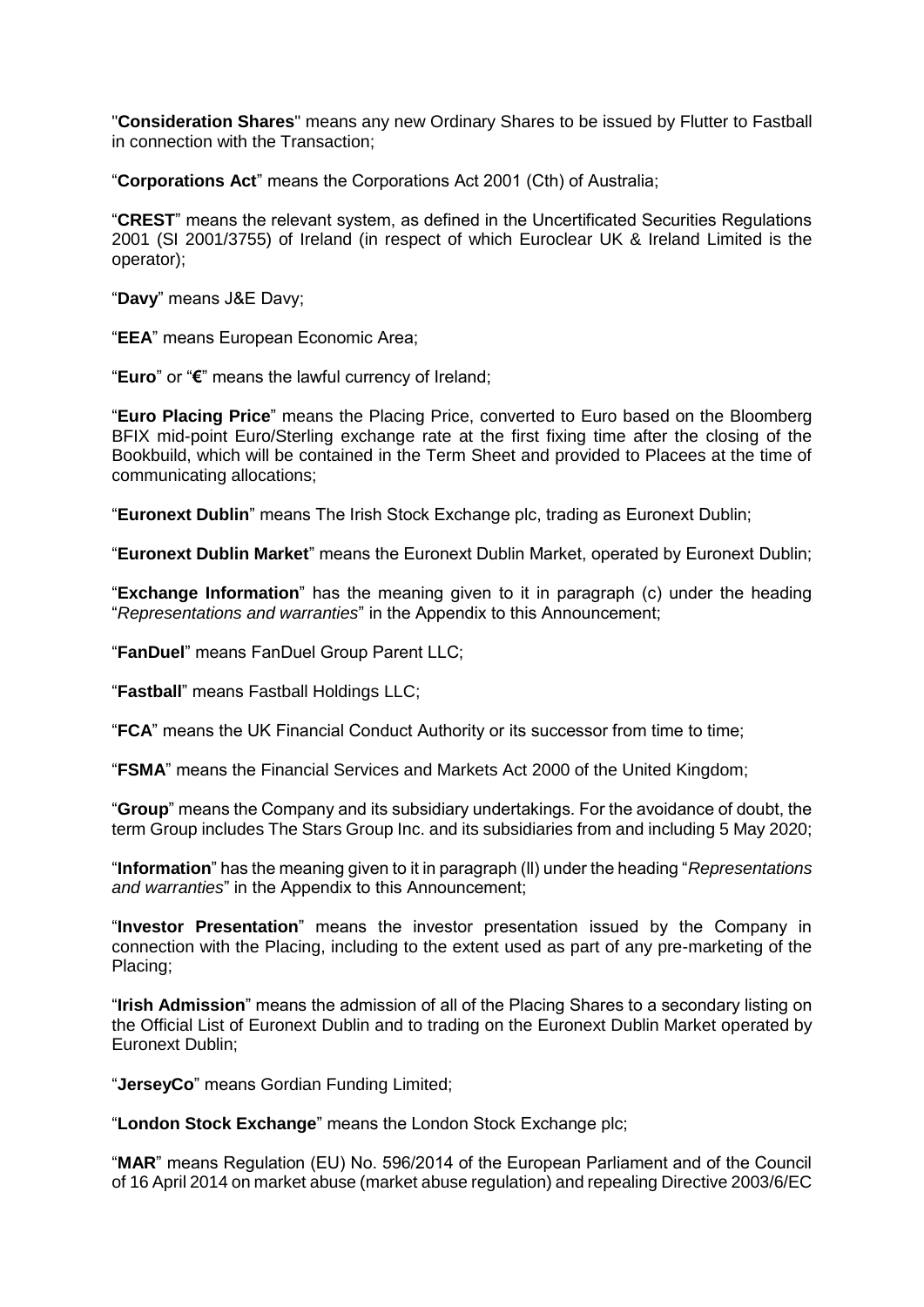"**Consideration Shares**" means any new Ordinary Shares to be issued by Flutter to Fastball in connection with the Transaction;

"**Corporations Act**" means the Corporations Act 2001 (Cth) of Australia;

"**CREST**" means the relevant system, as defined in the Uncertificated Securities Regulations 2001 (SI 2001/3755) of Ireland (in respect of which Euroclear UK & Ireland Limited is the operator);

"**Davy**" means J&E Davy;

"**EEA**" means European Economic Area;

"**Euro**" or "**€**" means the lawful currency of Ireland;

"**Euro Placing Price**" means the Placing Price, converted to Euro based on the Bloomberg BFIX mid-point Euro/Sterling exchange rate at the first fixing time after the closing of the Bookbuild, which will be contained in the Term Sheet and provided to Placees at the time of communicating allocations;

"**Euronext Dublin**" means The Irish Stock Exchange plc, trading as Euronext Dublin;

"**Euronext Dublin Market**" means the Euronext Dublin Market, operated by Euronext Dublin;

"**Exchange Information**" has the meaning given to it in paragraph (c) under the heading "*Representations and warranties*" in the Appendix to this Announcement;

"**FanDuel**" means FanDuel Group Parent LLC;

"**Fastball**" means Fastball Holdings LLC;

"**FCA**" means the UK Financial Conduct Authority or its successor from time to time;

"**FSMA**" means the Financial Services and Markets Act 2000 of the United Kingdom;

"**Group**" means the Company and its subsidiary undertakings. For the avoidance of doubt, the term Group includes The Stars Group Inc. and its subsidiaries from and including 5 May 2020;

"**Information**" has the meaning given to it in paragraph (ll) under the heading "*Representations and warranties*" in the Appendix to this Announcement;

"**Investor Presentation**" means the investor presentation issued by the Company in connection with the Placing, including to the extent used as part of any pre-marketing of the Placing;

"**Irish Admission**" means the admission of all of the Placing Shares to a secondary listing on the Official List of Euronext Dublin and to trading on the Euronext Dublin Market operated by Euronext Dublin;

"**JerseyCo**" means Gordian Funding Limited;

"**London Stock Exchange**" means the London Stock Exchange plc;

"**MAR**" means Regulation (EU) No. 596/2014 of the European Parliament and of the Council of 16 April 2014 on market abuse (market abuse regulation) and repealing Directive 2003/6/EC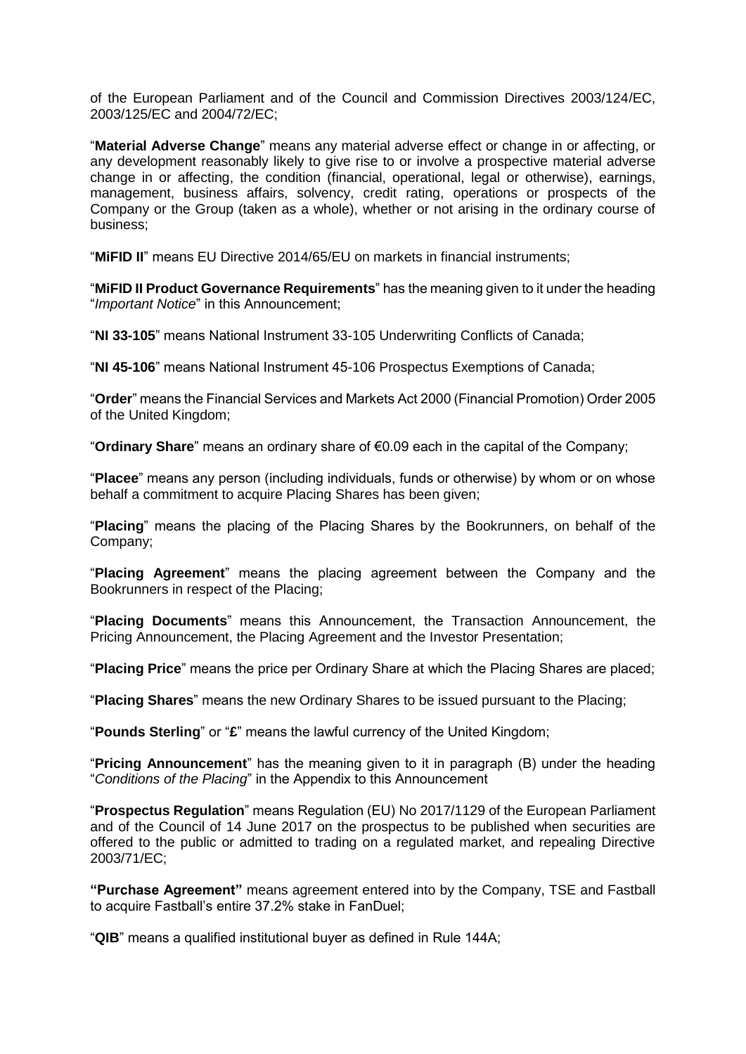of the European Parliament and of the Council and Commission Directives 2003/124/EC, 2003/125/EC and 2004/72/EC;

"**Material Adverse Change**" means any material adverse effect or change in or affecting, or any development reasonably likely to give rise to or involve a prospective material adverse change in or affecting, the condition (financial, operational, legal or otherwise), earnings, management, business affairs, solvency, credit rating, operations or prospects of the Company or the Group (taken as a whole), whether or not arising in the ordinary course of business;

"**MiFID II**" means EU Directive 2014/65/EU on markets in financial instruments;

"**MiFID II Product Governance Requirements**" has the meaning given to it under the heading "*Important Notice*" in this Announcement;

"**NI 33-105**" means National Instrument 33-105 Underwriting Conflicts of Canada;

"**NI 45-106**" means National Instrument 45-106 Prospectus Exemptions of Canada;

"**Order**" means the Financial Services and Markets Act 2000 (Financial Promotion) Order 2005 of the United Kingdom;

"**Ordinary Share**" means an ordinary share of €0.09 each in the capital of the Company;

"**Placee**" means any person (including individuals, funds or otherwise) by whom or on whose behalf a commitment to acquire Placing Shares has been given;

"**Placing**" means the placing of the Placing Shares by the Bookrunners, on behalf of the Company;

"**Placing Agreement**" means the placing agreement between the Company and the Bookrunners in respect of the Placing;

"**Placing Documents**" means this Announcement, the Transaction Announcement, the Pricing Announcement, the Placing Agreement and the Investor Presentation;

"**Placing Price**" means the price per Ordinary Share at which the Placing Shares are placed;

"**Placing Shares**" means the new Ordinary Shares to be issued pursuant to the Placing;

"**Pounds Sterling**" or "**£**" means the lawful currency of the United Kingdom;

"**Pricing Announcement**" has the meaning given to it in paragraph (B) under the heading "*Conditions of the Placing*" in the Appendix to this Announcement

"**Prospectus Regulation**" means Regulation (EU) No 2017/1129 of the European Parliament and of the Council of 14 June 2017 on the prospectus to be published when securities are offered to the public or admitted to trading on a regulated market, and repealing Directive 2003/71/EC;

**"Purchase Agreement"** means agreement entered into by the Company, TSE and Fastball to acquire Fastball's entire 37.2% stake in FanDuel;

"**QIB**" means a qualified institutional buyer as defined in Rule 144A;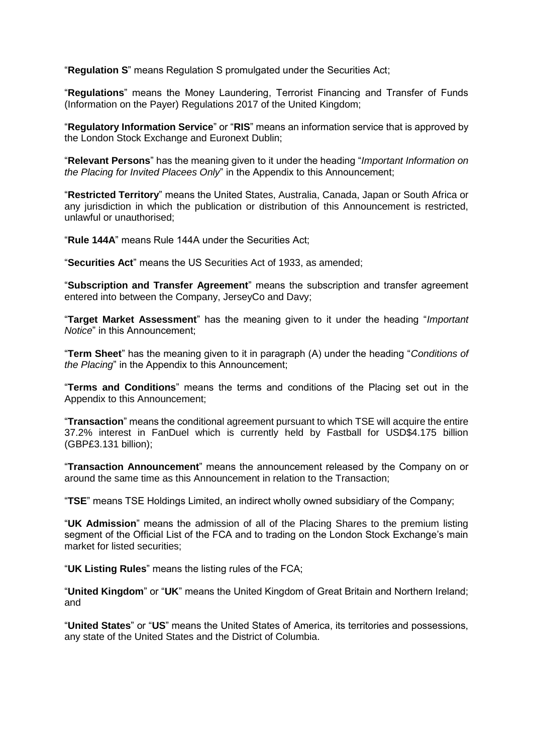"**Regulation S**" means Regulation S promulgated under the Securities Act;

"**Regulations**" means the Money Laundering, Terrorist Financing and Transfer of Funds (Information on the Payer) Regulations 2017 of the United Kingdom;

"**Regulatory Information Service**" or "**RIS**" means an information service that is approved by the London Stock Exchange and Euronext Dublin;

"**Relevant Persons**" has the meaning given to it under the heading "*Important Information on the Placing for Invited Placees Only*" in the Appendix to this Announcement;

"**Restricted Territory**" means the United States, Australia, Canada, Japan or South Africa or any jurisdiction in which the publication or distribution of this Announcement is restricted, unlawful or unauthorised;

"**Rule 144A**" means Rule 144A under the Securities Act;

"**Securities Act**" means the US Securities Act of 1933, as amended;

"**Subscription and Transfer Agreement**" means the subscription and transfer agreement entered into between the Company, JerseyCo and Davy;

"**Target Market Assessment**" has the meaning given to it under the heading "*Important Notice*" in this Announcement;

"**Term Sheet**" has the meaning given to it in paragraph (A) under the heading "*Conditions of the Placing*" in the Appendix to this Announcement;

"**Terms and Conditions**" means the terms and conditions of the Placing set out in the Appendix to this Announcement;

"**Transaction**" means the conditional agreement pursuant to which TSE will acquire the entire 37.2% interest in FanDuel which is currently held by Fastball for USD$4.175 billion (GBP£3.131 billion);

"**Transaction Announcement**" means the announcement released by the Company on or around the same time as this Announcement in relation to the Transaction;

"**TSE**" means TSE Holdings Limited, an indirect wholly owned subsidiary of the Company;

"**UK Admission**" means the admission of all of the Placing Shares to the premium listing segment of the Official List of the FCA and to trading on the London Stock Exchange's main market for listed securities;

"**UK Listing Rules**" means the listing rules of the FCA;

"**United Kingdom**" or "**UK**" means the United Kingdom of Great Britain and Northern Ireland; and

"**United States**" or "**US**" means the United States of America, its territories and possessions, any state of the United States and the District of Columbia.